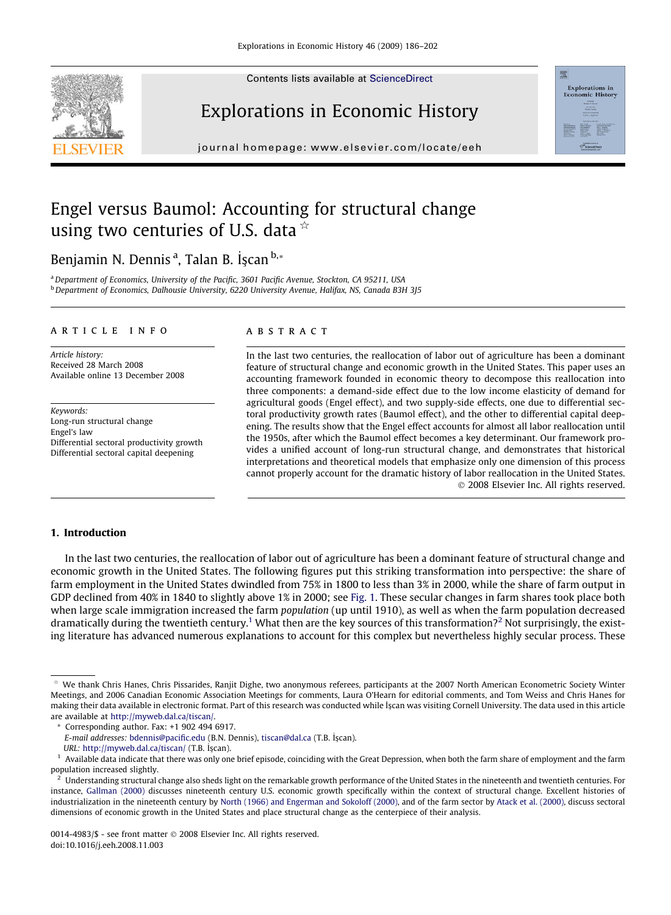# Engel versus Baumol: Accounting for structural change using two centuries of U.S. data ☆

Benjamin N. Dennis [a], Talan B. İşcan [b,*]

[a] Department of Economics, University of the Pacific, 3601 Pacific Avenue, Stockton, CA 95211, USA

[b] Department of Economics, Dalhousie University, 6220 University Avenue, Halifax, NS, Canada B3H 3J5

**ARTICLE INFO**

*Article history:*
Received 28 March 2008
Available online 13 December 2008

*Keywords:*
Long-run structural change
Engel's law
Differential sectoral productivity growth
Differential sectoral capital deepening

**ABSTRACT**

In the last two centuries, the reallocation of labor out of agriculture has been a dominant feature of structural change and economic growth in the United States. This paper uses an accounting framework founded in economic theory to decompose this reallocation into three components: a demand-side effect due to the low income elasticity of demand for agricultural goods (Engel effect), and two supply-side effects, one due to differential sectoral productivity growth rates (Baumol effect), and the other to differential capital deepening. The results show that the Engel effect accounts for almost all labor reallocation until the 1950s, after which the Baumol effect becomes a key determinant. Our framework provides a unified account of long-run structural change, and demonstrates that historical interpretations and theoretical models that emphasize only one dimension of this process cannot properly account for the dramatic history of labor reallocation in the United States.

© 2008 Elsevier Inc. All rights reserved.

## 1. Introduction

In the last two centuries, the reallocation of labor out of agriculture has been a dominant feature of structural change and economic growth in the United States. The following figures put this striking transformation into perspective: the share of farm employment in the United States dwindled from 75% in 1800 to less than 3% in 2000, while the share of farm output in GDP declined from 40% in 1840 to slightly above 1% in 2000; see Fig. 1. These secular changes in farm shares took place both when large scale immigration increased the farm *population* (up until 1910), as well as when the farm population decreased dramatically during the twentieth century.[1] What then are the key sources of this transformation?[2] Not surprisingly, the existing literature has advanced numerous explanations to account for this complex but nevertheless highly secular process. These

---

☆ We thank Chris Hanes, Chris Pissarides, Ranjit Dighe, two anonymous referees, participants at the 2007 North American Econometric Society Winter Meetings, and 2006 Canadian Economic Association Meetings for comments, Laura O'Hearn for editorial comments, and Tom Weiss and Chris Hanes for making their data available in electronic format. Part of this research was conducted while İşcan was visiting Cornell University. The data used in this article are available at http://myweb.dal.ca/tiscan/.

\* Corresponding author. Fax: +1 902 494 6917.
*E-mail addresses:* bdennis@pacific.edu (B.N. Dennis), tiscan@dal.ca (T.B. İşcan).
*URL:* http://myweb.dal.ca/tiscan/ (T.B. İşcan).

[1] Available data indicate that there was only one brief episode, coinciding with the Great Depression, when both the farm share of employment and the farm population increased slightly.

[2] Understanding structural change also sheds light on the remarkable growth performance of the United States in the nineteenth and twentieth centuries. For instance, Gallman (2000) discusses nineteenth century U.S. economic growth specifically within the context of structural change. Excellent histories of industrialization in the nineteenth century by North (1966) and Engerman and Sokoloff (2000), and of the farm sector by Atack et al. (2000), discuss sectoral dimensions of economic growth in the United States and place structural change as the centerpiece of their analysis.

0014-4983/$ - see front matter © 2008 Elsevier Inc. All rights reserved.
doi:10.1016/j.eeh.2008.11.003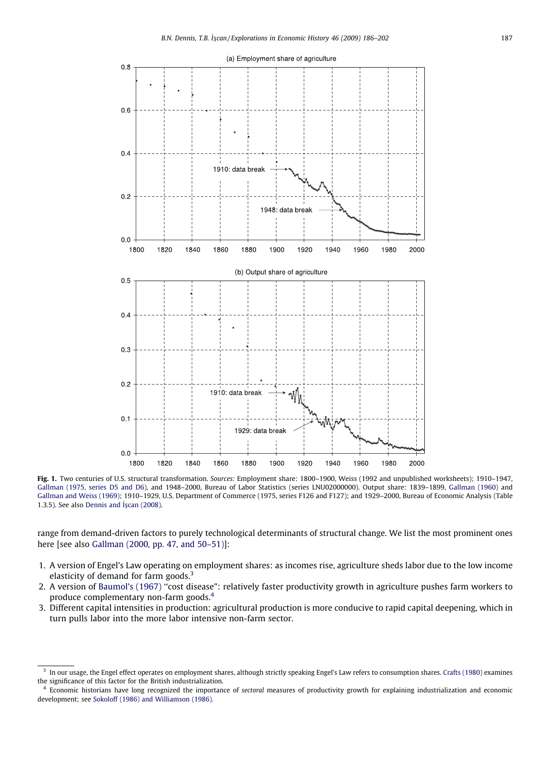**Fig. 1.** Two centuries of U.S. structural transformation. *Sources:* Employment share: 1800–1900, Weiss (1992 and unpublished worksheets); 1910–1947, Gallman (1975, series D5 and D6), and 1948–2000, Bureau of Labor Statistics (series LNU02000000). Output share: 1839–1899, Gallman (1960) and Gallman and Weiss (1969); 1910–1929, U.S. Department of Commerce (1975, series F126 and F127); and 1929–2000, Bureau of Economic Analysis (Table 1.3.5). See also Dennis and İşcan (2008).

range from demand-driven factors to purely technological determinants of structural change. We list the most prominent ones here [see also Gallman (2000, pp. 47, and 50–51)]:

1. A version of Engel's Law operating on employment shares: as incomes rise, agriculture sheds labor due to the low income elasticity of demand for farm goods.[3]
2. A version of Baumol's (1967) "cost disease": relatively faster productivity growth in agriculture pushes farm workers to produce complementary non-farm goods.[4]
3. Different capital intensities in production: agricultural production is more conducive to rapid capital deepening, which in turn pulls labor into the more labor intensive non-farm sector.

---

[3] In our usage, the Engel effect operates on employment shares, although strictly speaking Engel's Law refers to consumption shares. Crafts (1980) examines the significance of this factor for the British industrialization.

[4] Economic historians have long recognized the importance of *sectoral* measures of productivity growth for explaining industrialization and economic development; see Sokoloff (1986) and Williamson (1986).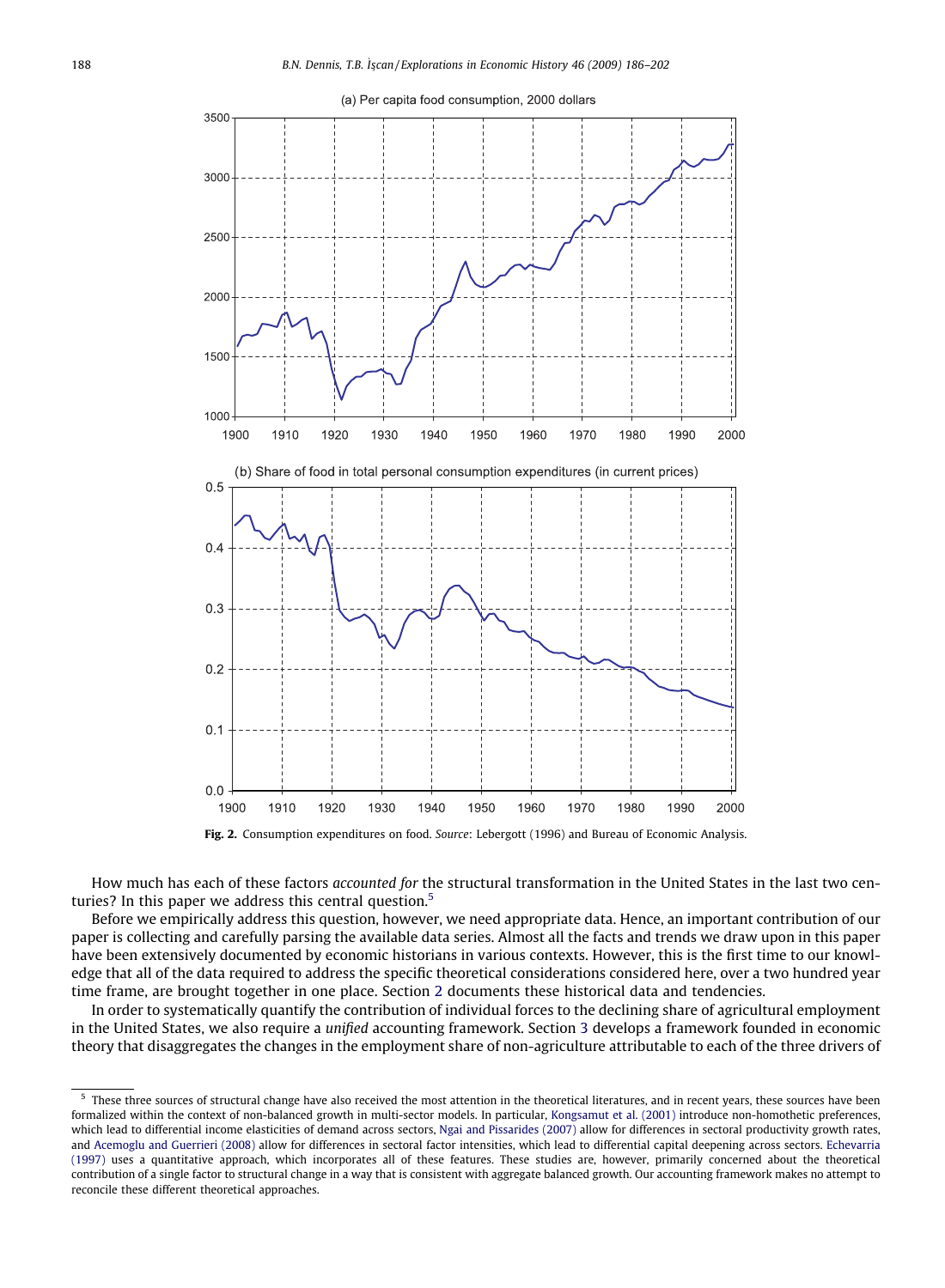**Fig. 2.** Consumption expenditures on food. *Source*: Lebergott (1996) and Bureau of Economic Analysis.

How much has each of these factors *accounted for* the structural transformation in the United States in the last two centuries? In this paper we address this central question.[5]

Before we empirically address this question, however, we need appropriate data. Hence, an important contribution of our paper is collecting and carefully parsing the available data series. Almost all the facts and trends we draw upon in this paper have been extensively documented by economic historians in various contexts. However, this is the first time to our knowledge that all of the data required to address the specific theoretical considerations considered here, over a two hundred year time frame, are brought together in one place. Section 2 documents these historical data and tendencies.

In order to systematically quantify the contribution of individual forces to the declining share of agricultural employment in the United States, we also require a *unified* accounting framework. Section 3 develops a framework founded in economic theory that disaggregates the changes in the employment share of non-agriculture attributable to each of the three drivers of

[5] These three sources of structural change have also received the most attention in the theoretical literatures, and in recent years, these sources have been formalized within the context of non-balanced growth in multi-sector models. In particular, Kongsamut et al. (2001) introduce non-homothetic preferences, which lead to differential income elasticities of demand across sectors, Ngai and Pissarides (2007) allow for differences in sectoral productivity growth rates, and Acemoglu and Guerrieri (2008) allow for differences in sectoral factor intensities, which lead to differential capital deepening across sectors. Echevarria (1997) uses a quantitative approach, which incorporates all of these features. These studies are, however, primarily concerned about the theoretical contribution of a single factor to structural change in a way that is consistent with aggregate balanced growth. Our accounting framework makes no attempt to reconcile these different theoretical approaches.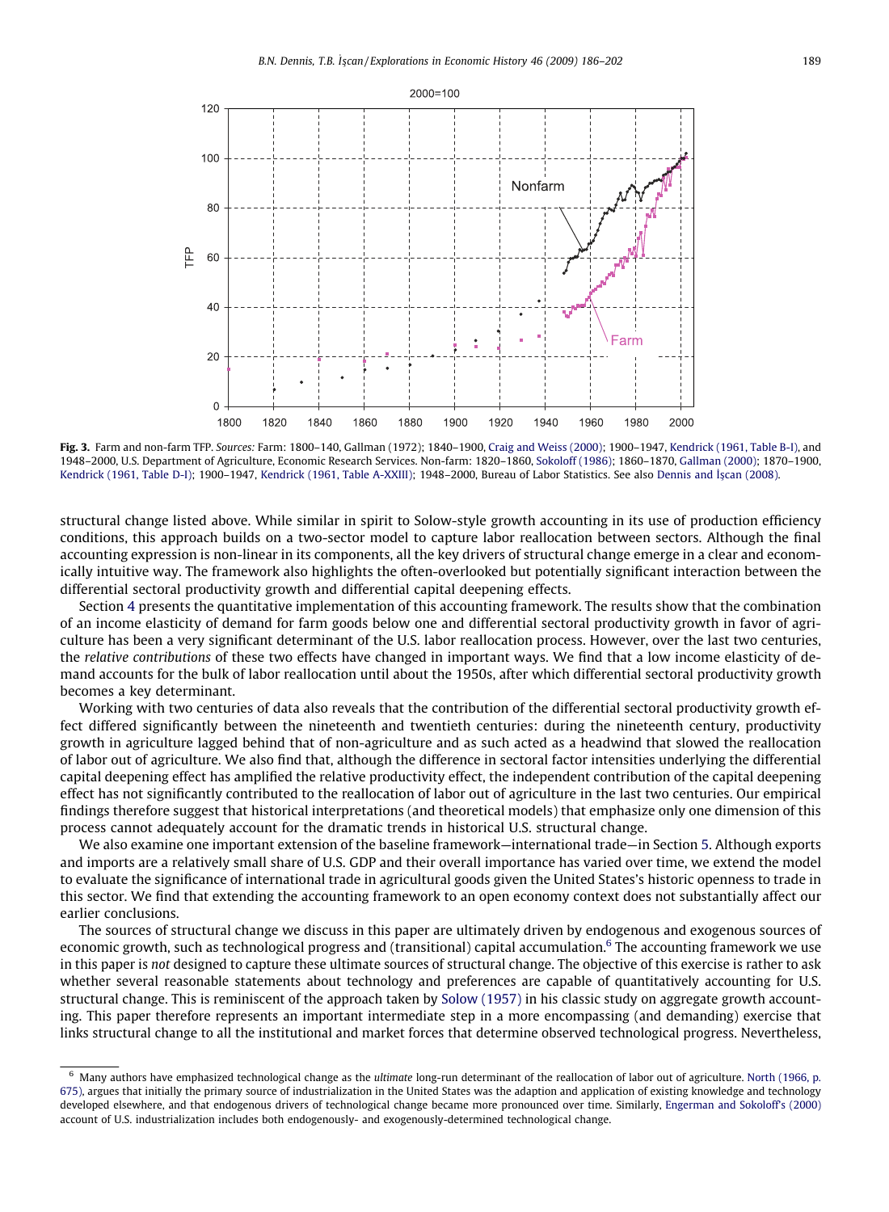2000=100

120
100
80
60
40
20
0

TFP

1800 1820 1840 1860 1880 1900 1920 1940 1960 1980 2000

Nonfarm

Farm

**Fig. 3.** Farm and non-farm TFP. *Sources:* Farm: 1800–140, Gallman (1972); 1840–1900, Craig and Weiss (2000); 1900–1947, Kendrick (1961, Table B-I), and 1948–2000, U.S. Department of Agriculture, Economic Research Services. Non-farm: 1820–1860, Sokoloff (1986); 1860–1870, Gallman (2000); 1870–1900, Kendrick (1961, Table D-I); 1900–1947, Kendrick (1961, Table A-XXIII); 1948–2000, Bureau of Labor Statistics. See also Dennis and İşcan (2008).

structural change listed above. While similar in spirit to Solow-style growth accounting in its use of production efficiency conditions, this approach builds on a two-sector model to capture labor reallocation between sectors. Although the final accounting expression is non-linear in its components, all the key drivers of structural change emerge in a clear and economically intuitive way. The framework also highlights the often-overlooked but potentially significant interaction between the differential sectoral productivity growth and differential capital deepening effects.

Section 4 presents the quantitative implementation of this accounting framework. The results show that the combination of an income elasticity of demand for farm goods below one and differential sectoral productivity growth in favor of agriculture has been a very significant determinant of the U.S. labor reallocation process. However, over the last two centuries, the *relative contributions* of these two effects have changed in important ways. We find that a low income elasticity of demand accounts for the bulk of labor reallocation until about the 1950s, after which differential sectoral productivity growth becomes a key determinant.

Working with two centuries of data also reveals that the contribution of the differential sectoral productivity growth effect differed significantly between the nineteenth and twentieth centuries: during the nineteenth century, productivity growth in agriculture lagged behind that of non-agriculture and as such acted as a headwind that slowed the reallocation of labor out of agriculture. We also find that, although the difference in sectoral factor intensities underlying the differential capital deepening effect has amplified the relative productivity effect, the independent contribution of the capital deepening effect has not significantly contributed to the reallocation of labor out of agriculture in the last two centuries. Our empirical findings therefore suggest that historical interpretations (and theoretical models) that emphasize only one dimension of this process cannot adequately account for the dramatic trends in historical U.S. structural change.

We also examine one important extension of the baseline framework—international trade—in Section 5. Although exports and imports are a relatively small share of U.S. GDP and their overall importance has varied over time, we extend the model to evaluate the significance of international trade in agricultural goods given the United States's historic openness to trade in this sector. We find that extending the accounting framework to an open economy context does not substantially affect our earlier conclusions.

The sources of structural change we discuss in this paper are ultimately driven by endogenous and exogenous sources of economic growth, such as technological progress and (transitional) capital accumulation.[6] The accounting framework we use in this paper is *not* designed to capture these ultimate sources of structural change. The objective of this exercise is rather to ask whether several reasonable statements about technology and preferences are capable of quantitatively accounting for U.S. structural change. This is reminiscent of the approach taken by Solow (1957) in his classic study on aggregate growth accounting. This paper therefore represents an important intermediate step in a more encompassing (and demanding) exercise that links structural change to all the institutional and market forces that determine observed technological progress. Nevertheless,

[6] Many authors have emphasized technological change as the *ultimate* long-run determinant of the reallocation of labor out of agriculture. North (1966, p. 675), argues that initially the primary source of industrialization in the United States was the adaption and application of existing knowledge and technology developed elsewhere, and that endogenous drivers of technological change became more pronounced over time. Similarly, Engerman and Sokoloff's (2000) account of U.S. industrialization includes both endogenously- and exogenously-determined technological change.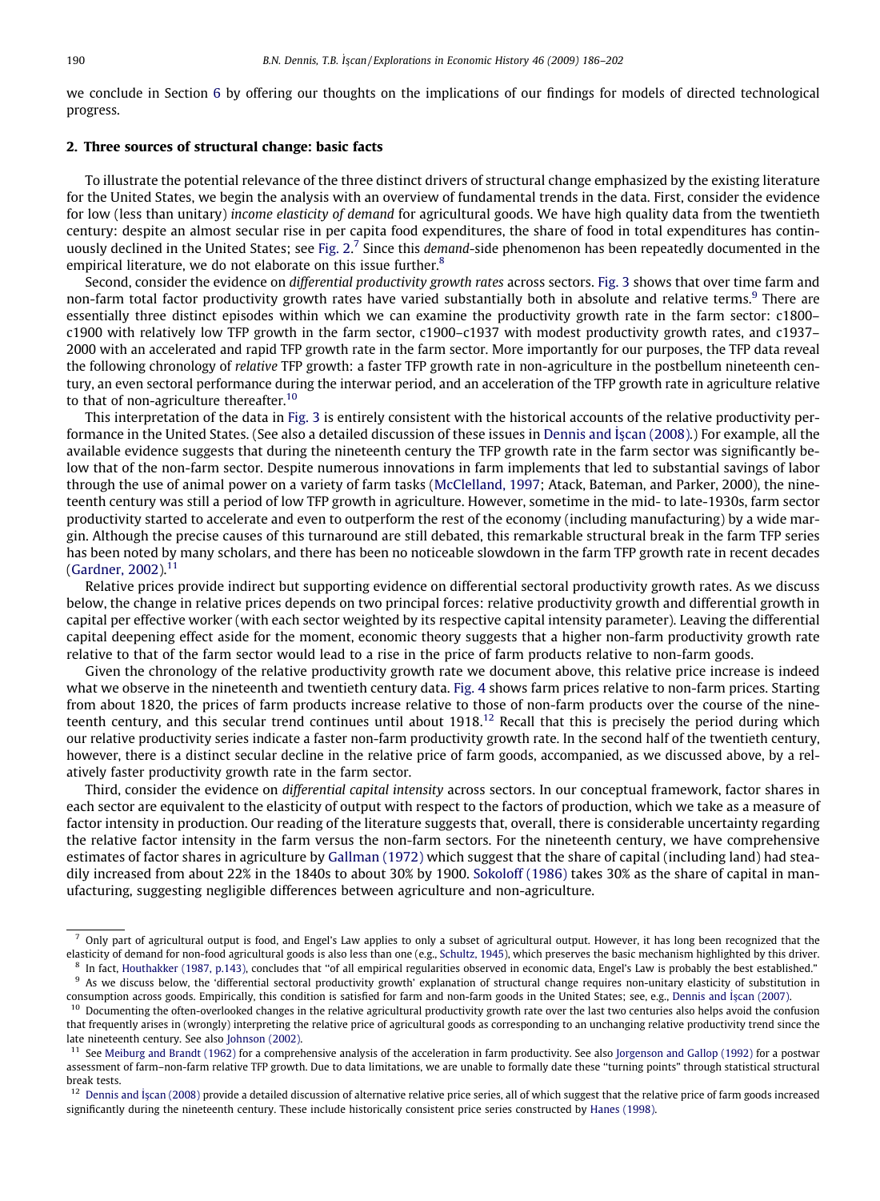we conclude in Section 6 by offering our thoughts on the implications of our findings for models of directed technological progress.

## 2. Three sources of structural change: basic facts

To illustrate the potential relevance of the three distinct drivers of structural change emphasized by the existing literature for the United States, we begin the analysis with an overview of fundamental trends in the data. First, consider the evidence for low (less than unitary) *income elasticity of demand* for agricultural goods. We have high quality data from the twentieth century: despite an almost secular rise in per capita food expenditures, the share of food in total expenditures has continuously declined in the United States; see Fig. 2.[7] Since this *demand*-side phenomenon has been repeatedly documented in the empirical literature, we do not elaborate on this issue further.[8]

Second, consider the evidence on *differential productivity growth rates* across sectors. Fig. 3 shows that over time farm and non-farm total factor productivity growth rates have varied substantially both in absolute and relative terms.[9] There are essentially three distinct episodes within which we can examine the productivity growth rate in the farm sector: c1800–c1900 with relatively low TFP growth in the farm sector, c1900–c1937 with modest productivity growth rates, and c1937–2000 with an accelerated and rapid TFP growth rate in the farm sector. More importantly for our purposes, the TFP data reveal the following chronology of *relative* TFP growth: a faster TFP growth rate in non-agriculture in the postbellum nineteenth century, an even sectoral performance during the interwar period, and an acceleration of the TFP growth rate in agriculture relative to that of non-agriculture thereafter.[10]

This interpretation of the data in Fig. 3 is entirely consistent with the historical accounts of the relative productivity performance in the United States. (See also a detailed discussion of these issues in Dennis and İşcan (2008).) For example, all the available evidence suggests that during the nineteenth century the TFP growth rate in the farm sector was significantly below that of the non-farm sector. Despite numerous innovations in farm implements that led to substantial savings of labor through the use of animal power on a variety of farm tasks (McClelland, 1997; Atack, Bateman, and Parker, 2000), the nineteenth century was still a period of low TFP growth in agriculture. However, sometime in the mid- to late-1930s, farm sector productivity started to accelerate and even to outperform the rest of the economy (including manufacturing) by a wide margin. Although the precise causes of this turnaround are still debated, this remarkable structural break in the farm TFP series has been noted by many scholars, and there has been no noticeable slowdown in the farm TFP growth rate in recent decades (Gardner, 2002).[11]

Relative prices provide indirect but supporting evidence on differential sectoral productivity growth rates. As we discuss below, the change in relative prices depends on two principal forces: relative productivity growth and differential growth in capital per effective worker (with each sector weighted by its respective capital intensity parameter). Leaving the differential capital deepening effect aside for the moment, economic theory suggests that a higher non-farm productivity growth rate relative to that of the farm sector would lead to a rise in the price of farm products relative to non-farm goods.

Given the chronology of the relative productivity growth rate we document above, this relative price increase is indeed what we observe in the nineteenth and twentieth century data. Fig. 4 shows farm prices relative to non-farm prices. Starting from about 1820, the prices of farm products increase relative to those of non-farm products over the course of the nineteenth century, and this secular trend continues until about 1918.[12] Recall that this is precisely the period during which our relative productivity series indicate a faster non-farm productivity growth rate. In the second half of the twentieth century, however, there is a distinct secular decline in the relative price of farm goods, accompanied, as we discussed above, by a relatively faster productivity growth rate in the farm sector.

Third, consider the evidence on *differential capital intensity* across sectors. In our conceptual framework, factor shares in each sector are equivalent to the elasticity of output with respect to the factors of production, which we take as a measure of factor intensity in production. Our reading of the literature suggests that, overall, there is considerable uncertainty regarding the relative factor intensity in the farm versus the non-farm sectors. For the nineteenth century, we have comprehensive estimates of factor shares in agriculture by Gallman (1972) which suggest that the share of capital (including land) had steadily increased from about 22% in the 1840s to about 30% by 1900. Sokoloff (1986) takes 30% as the share of capital in manufacturing, suggesting negligible differences between agriculture and non-agriculture.

---

[7] Only part of agricultural output is food, and Engel's Law applies to only a subset of agricultural output. However, it has long been recognized that the elasticity of demand for non-food agricultural goods is also less than one (e.g., Schultz, 1945), which preserves the basic mechanism highlighted by this driver.

[8] In fact, Houthakker (1987, p.143), concludes that "of all empirical regularities observed in economic data, Engel's Law is probably the best established."

[9] As we discuss below, the 'differential sectoral productivity growth' explanation of structural change requires non-unitary elasticity of substitution in consumption across goods. Empirically, this condition is satisfied for farm and non-farm goods in the United States; see, e.g., Dennis and İşcan (2007).

[10] Documenting the often-overlooked changes in the relative agricultural productivity growth rate over the last two centuries also helps avoid the confusion that frequently arises in (wrongly) interpreting the relative price of agricultural goods as corresponding to an unchanging relative productivity trend since the late nineteenth century. See also Johnson (2002).

[11] See Meiburg and Brandt (1962) for a comprehensive analysis of the acceleration in farm productivity. See also Jorgenson and Gallop (1992) for a postwar assessment of farm–non-farm relative TFP growth. Due to data limitations, we are unable to formally date these "turning points" through statistical structural break tests.

[12] Dennis and İşcan (2008) provide a detailed discussion of alternative relative price series, all of which suggest that the relative price of farm goods increased significantly during the nineteenth century. These include historically consistent price series constructed by Hanes (1998).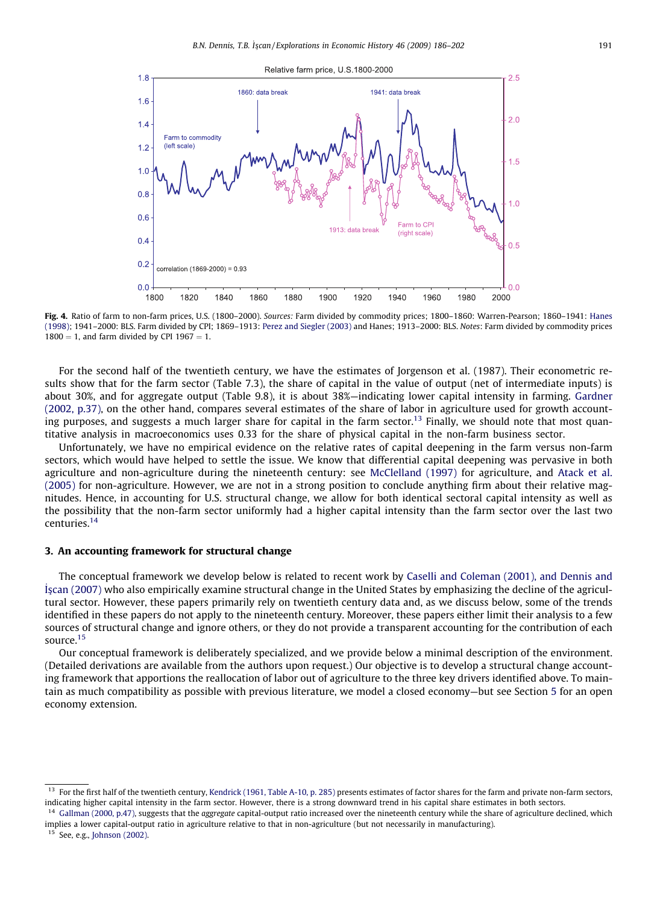**Fig. 4.** Ratio of farm to non-farm prices, U.S. (1800–2000). *Sources:* Farm divided by commodity prices; 1800–1860: Warren-Pearson; 1860–1941: Hanes (1998); 1941–2000: BLS. Farm divided by CPI; 1869–1913: Perez and Siegler (2003) and Hanes; 1913–2000: BLS. *Notes*: Farm divided by commodity prices 1800 = 1, and farm divided by CPI 1967 = 1.

For the second half of the twentieth century, we have the estimates of Jorgenson et al. (1987). Their econometric results show that for the farm sector (Table 7.3), the share of capital in the value of output (net of intermediate inputs) is about 30%, and for aggregate output (Table 9.8), it is about 38%—indicating lower capital intensity in farming. Gardner (2002, p.37), on the other hand, compares several estimates of the share of labor in agriculture used for growth accounting purposes, and suggests a much larger share for capital in the farm sector.[13] Finally, we should note that most quantitative analysis in macroeconomics uses 0.33 for the share of physical capital in the non-farm business sector.

Unfortunately, we have no empirical evidence on the relative rates of capital deepening in the farm versus non-farm sectors, which would have helped to settle the issue. We know that differential capital deepening was pervasive in both agriculture and non-agriculture during the nineteenth century: see McClelland (1997) for agriculture, and Atack et al. (2005) for non-agriculture. However, we are not in a strong position to conclude anything firm about their relative magnitudes. Hence, in accounting for U.S. structural change, we allow for both identical sectoral capital intensity as well as the possibility that the non-farm sector uniformly had a higher capital intensity than the farm sector over the last two centuries.[14]

## 3. An accounting framework for structural change

The conceptual framework we develop below is related to recent work by Caselli and Coleman (2001), and Dennis and İşcan (2007) who also empirically examine structural change in the United States by emphasizing the decline of the agricultural sector. However, these papers primarily rely on twentieth century data and, as we discuss below, some of the trends identified in these papers do not apply to the nineteenth century. Moreover, these papers either limit their analysis to a few sources of structural change and ignore others, or they do not provide a transparent accounting for the contribution of each source.[15]

Our conceptual framework is deliberately specialized, and we provide below a minimal description of the environment. (Detailed derivations are available from the authors upon request.) Our objective is to develop a structural change accounting framework that apportions the reallocation of labor out of agriculture to the three key drivers identified above. To maintain as much compatibility as possible with previous literature, we model a closed economy—but see Section 5 for an open economy extension.

---

[13] For the first half of the twentieth century, Kendrick (1961, Table A-10, p. 285) presents estimates of factor shares for the farm and private non-farm sectors, indicating higher capital intensity in the farm sector. However, there is a strong downward trend in his capital share estimates in both sectors.

[14] Gallman (2000, p.47), suggests that the *aggregate* capital-output ratio increased over the nineteenth century while the share of agriculture declined, which implies a lower capital-output ratio in agriculture relative to that in non-agriculture (but not necessarily in manufacturing).

[15] See, e.g., Johnson (2002).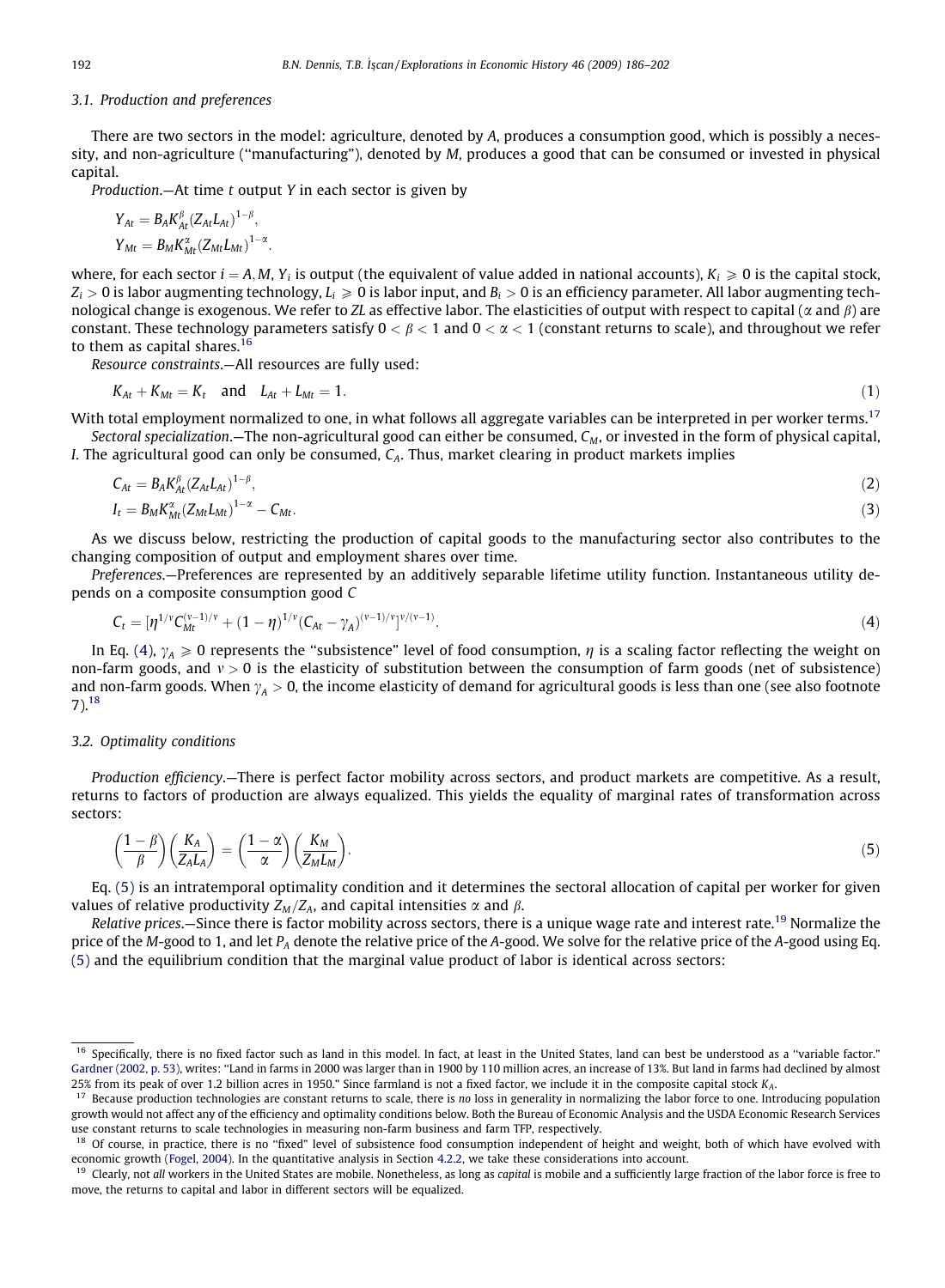### 3.1. Production and preferences

There are two sectors in the model: agriculture, denoted by $A$, produces a consumption good, which is possibly a necessity, and non-agriculture ("manufacturing"), denoted by $M$, produces a good that can be consumed or invested in physical capital.

*Production.*—At time $t$ output $Y$ in each sector is given by

$$Y_{At} = B_A K_{At}^{\beta} (Z_{At} L_{At})^{1-\beta},$$
$$Y_{Mt} = B_M K_{Mt}^{\alpha} (Z_{Mt} L_{Mt})^{1-\alpha}.$$

where, for each sector $i = A, M$, $Y_i$ is output (the equivalent of value added in national accounts), $K_i \geqslant 0$ is the capital stock, $Z_i > 0$ is labor augmenting technology, $L_i \geqslant 0$ is labor input, and $B_i > 0$ is an efficiency parameter. All labor augmenting technological change is exogenous. We refer to $ZL$ as effective labor. The elasticities of output with respect to capital ($\alpha$ and $\beta$) are constant. These technology parameters satisfy $0 < \beta < 1$ and $0 < \alpha < 1$ (constant returns to scale), and throughout we refer to them as capital shares.[16]

*Resource constraints.*—All resources are fully used:

$$K_{At} + K_{Mt} = K_t \quad \text{and} \quad L_{At} + L_{Mt} = 1. \tag{1}$$

With total employment normalized to one, in what follows all aggregate variables can be interpreted in per worker terms.[17]

*Sectoral specialization.*—The non-agricultural good can either be consumed, $C_M$, or invested in the form of physical capital, $I$. The agricultural good can only be consumed, $C_A$. Thus, market clearing in product markets implies

$$C_{At} = B_A K_{At}^{\beta} (Z_{At} L_{At})^{1-\beta}, \tag{2}$$

$$I_t = B_M K_{Mt}^{\alpha} (Z_{Mt} L_{Mt})^{1-\alpha} - C_{Mt}. \tag{3}$$

As we discuss below, restricting the production of capital goods to the manufacturing sector also contributes to the changing composition of output and employment shares over time.

*Preferences.*—Preferences are represented by an additively separable lifetime utility function. Instantaneous utility depends on a composite consumption good $C$

$$C_t = [\eta^{1/v} C_{Mt}^{(v-1)/v} + (1-\eta)^{1/v} (C_{At} - \gamma_A)^{(v-1)/v}]^{v/(v-1)}. \tag{4}$$

In Eq. (4), $\gamma_A \geqslant 0$ represents the "subsistence" level of food consumption, $\eta$ is a scaling factor reflecting the weight on non-farm goods, and $v > 0$ is the elasticity of substitution between the consumption of farm goods (net of subsistence) and non-farm goods. When $\gamma_A > 0$, the income elasticity of demand for agricultural goods is less than one (see also footnote 7).[18]

### 3.2. Optimality conditions

*Production efficiency.*—There is perfect factor mobility across sectors, and product markets are competitive. As a result, returns to factors of production are always equalized. This yields the equality of marginal rates of transformation across sectors:

$$\left(\frac{1-\beta}{\beta}\right)\left(\frac{K_A}{Z_A L_A}\right) = \left(\frac{1-\alpha}{\alpha}\right)\left(\frac{K_M}{Z_M L_M}\right). \tag{5}$$

Eq. (5) is an intratemporal optimality condition and it determines the sectoral allocation of capital per worker for given values of relative productivity $Z_M/Z_A$, and capital intensities $\alpha$ and $\beta$.

*Relative prices.*—Since there is factor mobility across sectors, there is a unique wage rate and interest rate.[19] Normalize the price of the $M$-good to 1, and let $P_A$ denote the relative price of the $A$-good. We solve for the relative price of the $A$-good using Eq. (5) and the equilibrium condition that the marginal value product of labor is identical across sectors:

---

[16] Specifically, there is no fixed factor such as land in this model. In fact, at least in the United States, land can best be understood as a "variable factor." Gardner (2002, p. 53), writes: "Land in farms in 2000 was larger than in 1900 by 110 million acres, an increase of 13%. But land in farms had declined by almost 25% from its peak of over 1.2 billion acres in 1950." Since farmland is not a fixed factor, we include it in the composite capital stock $K_A$.

[17] Because production technologies are constant returns to scale, there is *no* loss in generality in normalizing the labor force to one. Introducing population growth would not affect any of the efficiency and optimality conditions below. Both the Bureau of Economic Analysis and the USDA Economic Research Services use constant returns to scale technologies in measuring non-farm business and farm TFP, respectively.

[18] Of course, in practice, there is no "fixed" level of subsistence food consumption independent of height and weight, both of which have evolved with economic growth (Fogel, 2004). In the quantitative analysis in Section 4.2.2, we take these considerations into account.

[19] Clearly, not *all* workers in the United States are mobile. Nonetheless, as long as *capital* is mobile and a sufficiently large fraction of the labor force is free to move, the returns to capital and labor in different sectors will be equalized.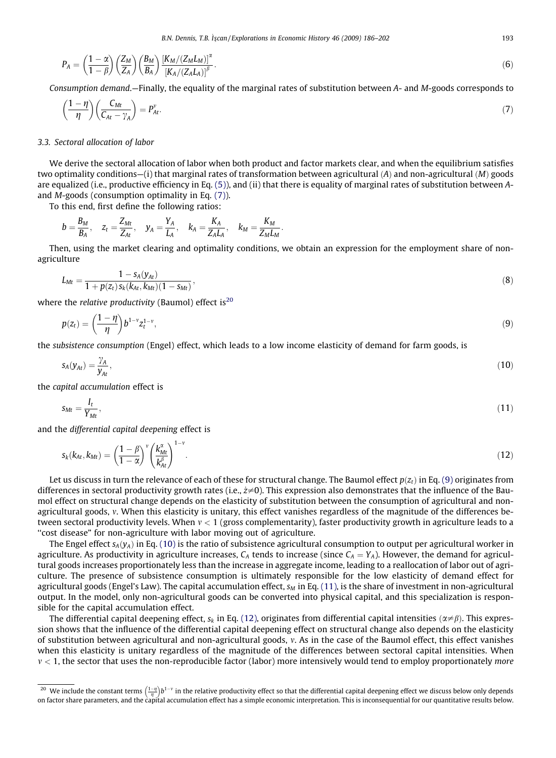$$P_A = \left(\frac{1-\alpha}{1-\beta}\right)\left(\frac{Z_M}{Z_A}\right)\left(\frac{B_M}{B_A}\right)\frac{[K_M/(Z_M L_M)]^{\alpha}}{[K_A/(Z_A L_A)]^{\beta}}. \tag{6}$$

*Consumption demand*.—Finally, the equality of the marginal rates of substitution between *A*- and *M*-goods corresponds to

$$\left(\frac{1-\eta}{\eta}\right)\left(\frac{C_{Mt}}{C_{At}-\gamma_A}\right) = P_{At}^{\nu}. \tag{7}$$

### 3.3. Sectoral allocation of labor

We derive the sectoral allocation of labor when both product and factor markets clear, and when the equilibrium satisfies two optimality conditions—(i) that marginal rates of transformation between agricultural (*A*) and non-agricultural (*M*) goods are equalized (i.e., productive efficiency in Eq. (5)), and (ii) that there is equality of marginal rates of substitution between *A*- and *M*-goods (consumption optimality in Eq. (7)).

To this end, first define the following ratios:

$$b = \frac{B_M}{B_A}, \quad z_t = \frac{Z_{Mt}}{Z_{At}}, \quad y_A = \frac{Y_A}{L_A}, \quad k_A = \frac{K_A}{Z_A L_A}, \quad k_M = \frac{K_M}{Z_M L_M}.$$

Then, using the market clearing and optimality conditions, we obtain an expression for the employment share of non-agriculture

$$L_{Mt} = \frac{1 - s_A(y_{At})}{1 + p(z_t)\, s_k(k_{At}, k_{Mt})(1 - s_{Mt})}, \tag{8}$$

where the *relative productivity* (Baumol) effect is[20]

$$p(z_t) = \left(\frac{1-\eta}{\eta}\right) b^{1-\nu} z_t^{1-\nu}, \tag{9}$$

the *subsistence consumption* (Engel) effect, which leads to a low income elasticity of demand for farm goods, is

$$s_A(y_{At}) = \frac{\gamma_A}{y_{At}}, \tag{10}$$

the *capital accumulation* effect is

$$s_{Mt} = \frac{I_t}{Y_{Mt}}, \tag{11}$$

and the *differential capital deepening* effect is

$$s_k(k_{At}, k_{Mt}) = \left(\frac{1-\beta}{1-\alpha}\right)^{\nu}\left(\frac{k_{Mt}^{\alpha}}{k_{At}^{\beta}}\right)^{1-\nu}. \tag{12}$$

Let us discuss in turn the relevance of each of these for structural change. The Baumol effect $p(z_t)$ in Eq. (9) originates from differences in sectoral productivity growth rates (i.e., $\dot{z} \neq 0$). This expression also demonstrates that the influence of the Baumol effect on structural change depends on the elasticity of substitution between the consumption of agricultural and non-agricultural goods, $\nu$. When this elasticity is unitary, this effect vanishes regardless of the magnitude of the differences between sectoral productivity levels. When $\nu < 1$ (gross complementarity), faster productivity growth in agriculture leads to a "cost disease" for non-agriculture with labor moving out of agriculture.

The Engel effect $s_A(y_A)$ in Eq. (10) is the ratio of subsistence agricultural consumption to output per agricultural worker in agriculture. As productivity in agriculture increases, $C_A$ tends to increase (since $C_A = Y_A$). However, the demand for agricultural goods increases proportionately less than the increase in aggregate income, leading to a reallocation of labor out of agriculture. The presence of subsistence consumption is ultimately responsible for the low elasticity of demand effect for agricultural goods (Engel's Law). The capital accumulation effect, $s_M$ in Eq. (11), is the share of investment in non-agricultural output. In the model, only non-agricultural goods can be converted into physical capital, and this specialization is responsible for the capital accumulation effect.

The differential capital deepening effect, $s_k$ in Eq. (12), originates from differential capital intensities ($\alpha \neq \beta$). This expression shows that the influence of the differential capital deepening effect on structural change also depends on the elasticity of substitution between agricultural and non-agricultural goods, $\nu$. As in the case of the Baumol effect, this effect vanishes when this elasticity is unitary regardless of the magnitude of the differences between sectoral capital intensities. When $\nu < 1$, the sector that uses the non-reproducible factor (labor) more intensively would tend to employ proportionately *more*

[20] We include the constant terms $\left(\frac{1-\eta}{\eta}\right)b^{1-\nu}$ in the relative productivity effect so that the differential capital deepening effect we discuss below only depends on factor share parameters, and the capital accumulation effect has a simple economic interpretation. This is inconsequential for our quantitative results below.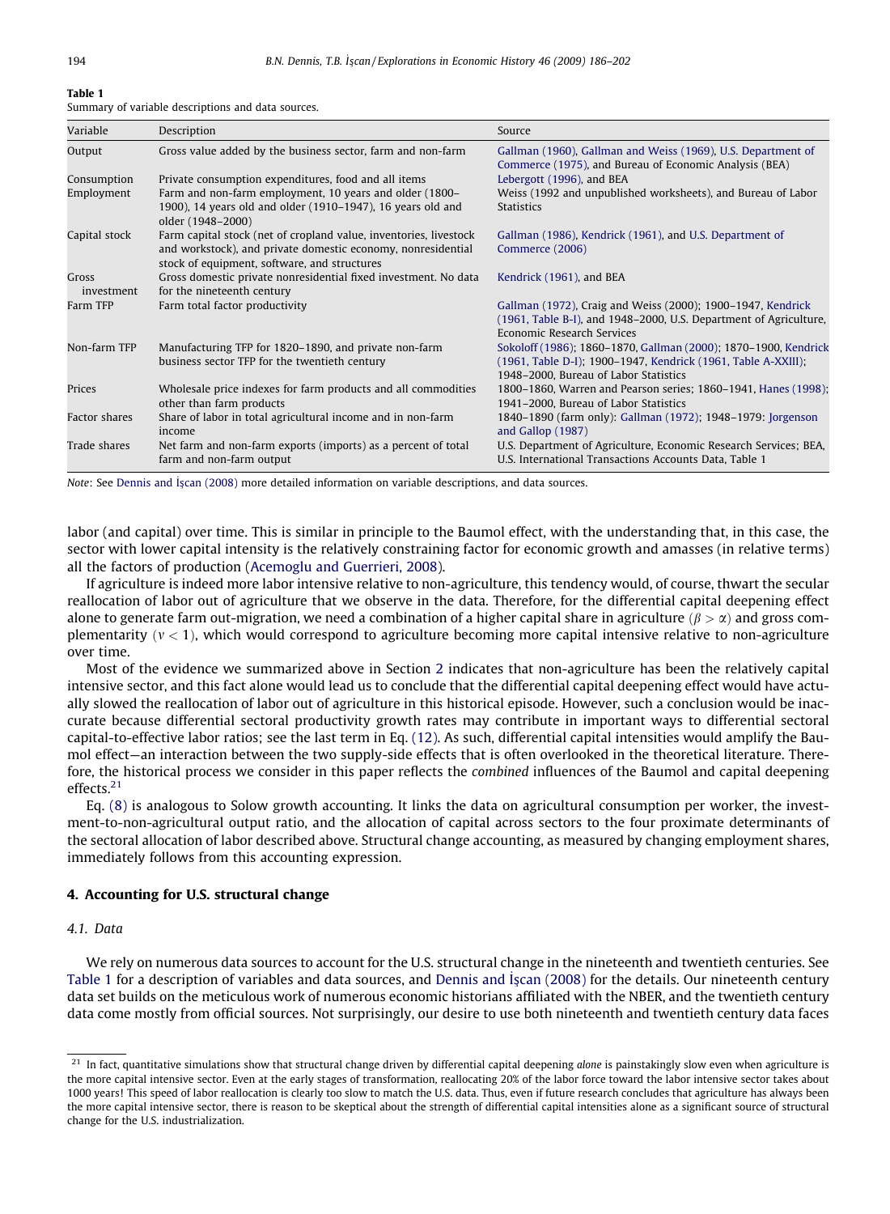**Table 1**
Summary of variable descriptions and data sources.

| Variable | Description | Source |
|---|---|---|
| Output | Gross value added by the business sector, farm and non-farm | Gallman (1960), Gallman and Weiss (1969), U.S. Department of Commerce (1975), and Bureau of Economic Analysis (BEA) |
| Consumption | Private consumption expenditures, food and all items | Lebergott (1996), and BEA |
| Employment | Farm and non-farm employment, 10 years and older (1800–1900), 14 years old and older (1910–1947), 16 years old and older (1948–2000) | Weiss (1992 and unpublished worksheets), and Bureau of Labor Statistics |
| Capital stock | Farm capital stock (net of cropland value, inventories, livestock and workstock), and private domestic economy, nonresidential stock of equipment, software, and structures | Gallman (1986), Kendrick (1961), and U.S. Department of Commerce (2006) |
| Gross investment | Gross domestic private nonresidential fixed investment. No data for the nineteenth century | Kendrick (1961), and BEA |
| Farm TFP | Farm total factor productivity | Gallman (1972), Craig and Weiss (2000); 1900–1947, Kendrick (1961, Table B-I), and 1948–2000, U.S. Department of Agriculture, Economic Research Services |
| Non-farm TFP | Manufacturing TFP for 1820–1890, and private non-farm business sector TFP for the twentieth century | Sokoloff (1986); 1860–1870, Gallman (2000); 1870–1900, Kendrick (1961, Table D-I); 1900–1947, Kendrick (1961, Table A-XXIII); 1948–2000, Bureau of Labor Statistics |
| Prices | Wholesale price indexes for farm products and all commodities other than farm products | 1800–1860, Warren and Pearson series; 1860–1941, Hanes (1998); 1941–2000, Bureau of Labor Statistics |
| Factor shares | Share of labor in total agricultural income and in non-farm income | 1840–1890 (farm only): Gallman (1972); 1948–1979: Jorgenson and Gallop (1987) |
| Trade shares | Net farm and non-farm exports (imports) as a percent of total farm and non-farm output | U.S. Department of Agriculture, Economic Research Services; BEA, U.S. International Transactions Accounts Data, Table 1 |

*Note*: See Dennis and İşcan (2008) more detailed information on variable descriptions, and data sources.

labor (and capital) over time. This is similar in principle to the Baumol effect, with the understanding that, in this case, the sector with lower capital intensity is the relatively constraining factor for economic growth and amasses (in relative terms) all the factors of production (Acemoglu and Guerrieri, 2008).

If agriculture is indeed more labor intensive relative to non-agriculture, this tendency would, of course, thwart the secular reallocation of labor out of agriculture that we observe in the data. Therefore, for the differential capital deepening effect alone to generate farm out-migration, we need a combination of a higher capital share in agriculture ($\beta > \alpha$) and gross complementarity ($\nu < 1$), which would correspond to agriculture becoming more capital intensive relative to non-agriculture over time.

Most of the evidence we summarized above in Section 2 indicates that non-agriculture has been the relatively capital intensive sector, and this fact alone would lead us to conclude that the differential capital deepening effect would have actually slowed the reallocation of labor out of agriculture in this historical episode. However, such a conclusion would be inaccurate because differential sectoral productivity growth rates may contribute in important ways to differential sectoral capital-to-effective labor ratios; see the last term in Eq. (12). As such, differential capital intensities would amplify the Baumol effect—an interaction between the two supply-side effects that is often overlooked in the theoretical literature. Therefore, the historical process we consider in this paper reflects the *combined* influences of the Baumol and capital deepening effects.[21]

Eq. (8) is analogous to Solow growth accounting. It links the data on agricultural consumption per worker, the investment-to-non-agricultural output ratio, and the allocation of capital across sectors to the four proximate determinants of the sectoral allocation of labor described above. Structural change accounting, as measured by changing employment shares, immediately follows from this accounting expression.

## 4. Accounting for U.S. structural change

### 4.1. Data

We rely on numerous data sources to account for the U.S. structural change in the nineteenth and twentieth centuries. See Table 1 for a description of variables and data sources, and Dennis and İşcan (2008) for the details. Our nineteenth century data set builds on the meticulous work of numerous economic historians affiliated with the NBER, and the twentieth century data come mostly from official sources. Not surprisingly, our desire to use both nineteenth and twentieth century data faces

[21] In fact, quantitative simulations show that structural change driven by differential capital deepening *alone* is painstakingly slow even when agriculture is the more capital intensive sector. Even at the early stages of transformation, reallocating 20% of the labor force toward the labor intensive sector takes about 1000 years! This speed of labor reallocation is clearly too slow to match the U.S. data. Thus, even if future research concludes that agriculture has always been the more capital intensive sector, there is reason to be skeptical about the strength of differential capital intensities alone as a significant source of structural change for the U.S. industrialization.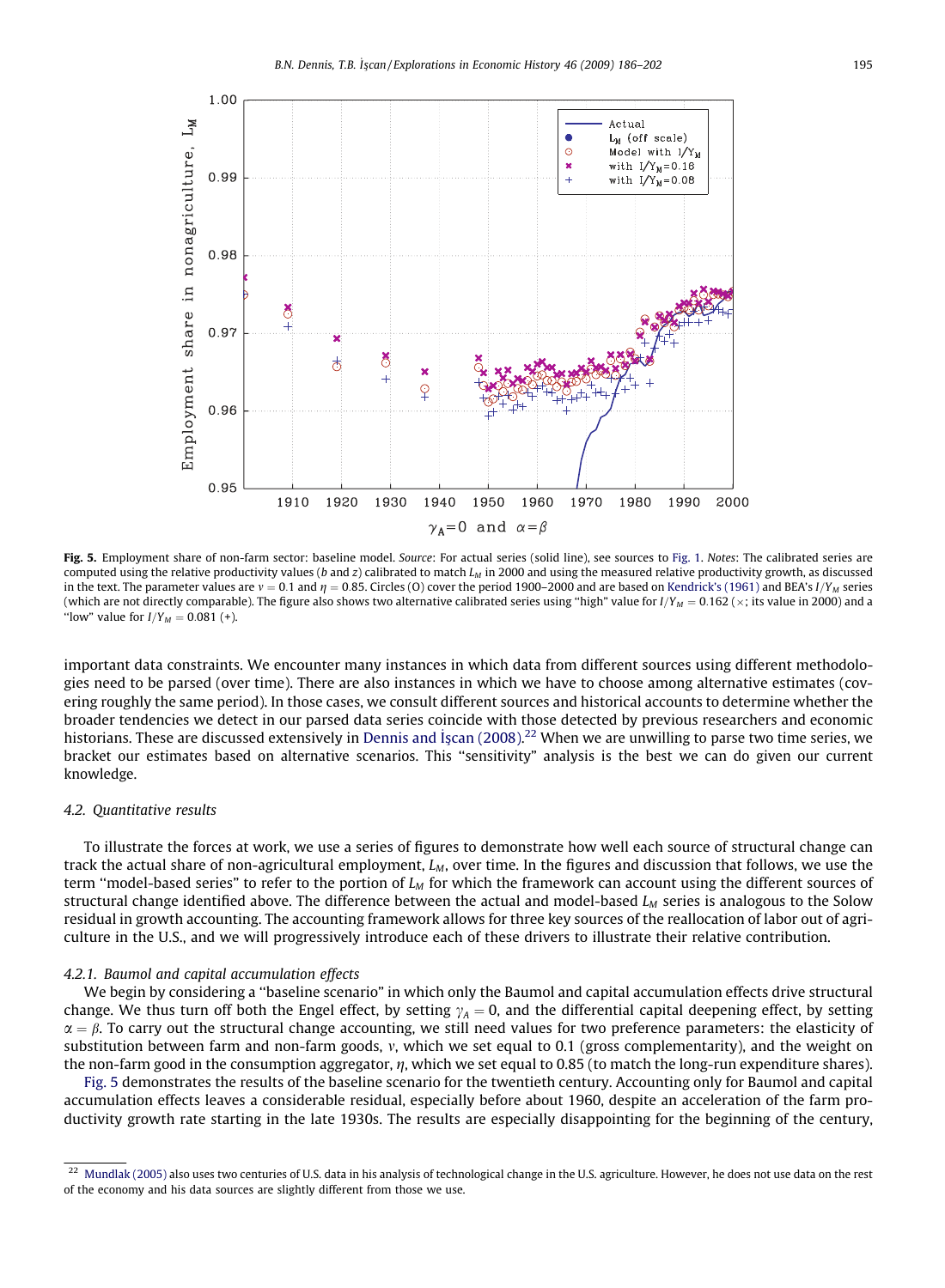**Fig. 5.** Employment share of non-farm sector: baseline model. *Source*: For actual series (solid line), see sources to Fig. 1. *Notes*: The calibrated series are computed using the relative productivity values ($b$ and $z$) calibrated to match $L_M$ in 2000 and using the measured relative productivity growth, as discussed in the text. The parameter values are $\nu = 0.1$ and $\eta = 0.85$. Circles (O) cover the period 1900–2000 and are based on Kendrick's (1961) and BEA's $I/Y_M$ series (which are not directly comparable). The figure also shows two alternative calibrated series using "high" value for $I/Y_M = 0.162$ (×; its value in 2000) and a "low" value for $I/Y_M = 0.081$ (+).

important data constraints. We encounter many instances in which data from different sources using different methodologies need to be parsed (over time). There are also instances in which we have to choose among alternative estimates (covering roughly the same period). In those cases, we consult different sources and historical accounts to determine whether the broader tendencies we detect in our parsed data series coincide with those detected by previous researchers and economic historians. These are discussed extensively in Dennis and İşcan (2008).[22] When we are unwilling to parse two time series, we bracket our estimates based on alternative scenarios. This "sensitivity" analysis is the best we can do given our current knowledge.

### 4.2. Quantitative results

To illustrate the forces at work, we use a series of figures to demonstrate how well each source of structural change can track the actual share of non-agricultural employment, $L_M$, over time. In the figures and discussion that follows, we use the term "model-based series" to refer to the portion of $L_M$ for which the framework can account using the different sources of structural change identified above. The difference between the actual and model-based $L_M$ series is analogous to the Solow residual in growth accounting. The accounting framework allows for three key sources of the reallocation of labor out of agriculture in the U.S., and we will progressively introduce each of these drivers to illustrate their relative contribution.

#### 4.2.1. Baumol and capital accumulation effects

We begin by considering a "baseline scenario" in which only the Baumol and capital accumulation effects drive structural change. We thus turn off both the Engel effect, by setting $\gamma_A = 0$, and the differential capital deepening effect, by setting $\alpha = \beta$. To carry out the structural change accounting, we still need values for two preference parameters: the elasticity of substitution between farm and non-farm goods, $\nu$, which we set equal to 0.1 (gross complementarity), and the weight on the non-farm good in the consumption aggregator, $\eta$, which we set equal to 0.85 (to match the long-run expenditure shares).

Fig. 5 demonstrates the results of the baseline scenario for the twentieth century. Accounting only for Baumol and capital accumulation effects leaves a considerable residual, especially before about 1960, despite an acceleration of the farm productivity growth rate starting in the late 1930s. The results are especially disappointing for the beginning of the century,

[22] Mundlak (2005) also uses two centuries of U.S. data in his analysis of technological change in the U.S. agriculture. However, he does not use data on the rest of the economy and his data sources are slightly different from those we use.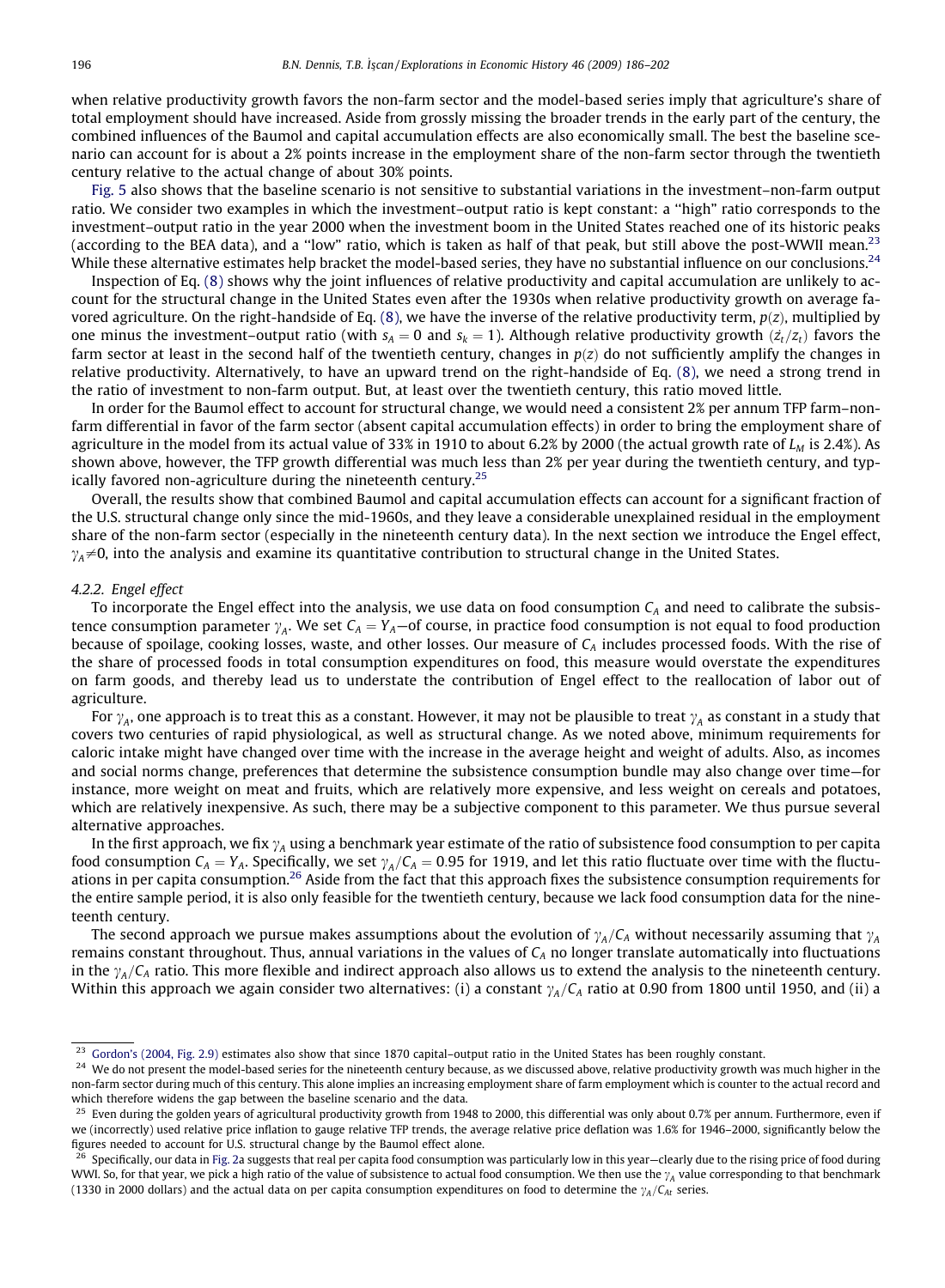when relative productivity growth favors the non-farm sector and the model-based series imply that agriculture's share of total employment should have increased. Aside from grossly missing the broader trends in the early part of the century, the combined influences of the Baumol and capital accumulation effects are also economically small. The best the baseline scenario can account for is about a 2% points increase in the employment share of the non-farm sector through the twentieth century relative to the actual change of about 30% points.

Fig. 5 also shows that the baseline scenario is not sensitive to substantial variations in the investment–non-farm output ratio. We consider two examples in which the investment–output ratio is kept constant: a "high" ratio corresponds to the investment–output ratio in the year 2000 when the investment boom in the United States reached one of its historic peaks (according to the BEA data), and a "low" ratio, which is taken as half of that peak, but still above the post-WWII mean.[23] While these alternative estimates help bracket the model-based series, they have no substantial influence on our conclusions.[24]

Inspection of Eq. (8) shows why the joint influences of relative productivity and capital accumulation are unlikely to account for the structural change in the United States even after the 1930s when relative productivity growth on average favored agriculture. On the right-handside of Eq. (8), we have the inverse of the relative productivity term, $p(z)$, multiplied by one minus the investment–output ratio (with $s_A = 0$ and $s_k = 1$). Although relative productivity growth ($\dot{z}_t/z_t$) favors the farm sector at least in the second half of the twentieth century, changes in $p(z)$ do not sufficiently amplify the changes in relative productivity. Alternatively, to have an upward trend on the right-handside of Eq. (8), we need a strong trend in the ratio of investment to non-farm output. But, at least over the twentieth century, this ratio moved little.

In order for the Baumol effect to account for structural change, we would need a consistent 2% per annum TFP farm–non-farm differential in favor of the farm sector (absent capital accumulation effects) in order to bring the employment share of agriculture in the model from its actual value of 33% in 1910 to about 6.2% by 2000 (the actual growth rate of $L_M$ is 2.4%). As shown above, however, the TFP growth differential was much less than 2% per year during the twentieth century, and typically favored non-agriculture during the nineteenth century.[25]

Overall, the results show that combined Baumol and capital accumulation effects can account for a significant fraction of the U.S. structural change only since the mid-1960s, and they leave a considerable unexplained residual in the employment share of the non-farm sector (especially in the nineteenth century data). In the next section we introduce the Engel effect, $\gamma_A \neq 0$, into the analysis and examine its quantitative contribution to structural change in the United States.

#### 4.2.2. Engel effect

To incorporate the Engel effect into the analysis, we use data on food consumption $C_A$ and need to calibrate the subsistence consumption parameter $\gamma_A$. We set $C_A = Y_A$—of course, in practice food consumption is not equal to food production because of spoilage, cooking losses, waste, and other losses. Our measure of $C_A$ includes processed foods. With the rise of the share of processed foods in total consumption expenditures on food, this measure would overstate the expenditures on farm goods, and thereby lead us to understate the contribution of Engel effect to the reallocation of labor out of agriculture.

For $\gamma_A$, one approach is to treat this as a constant. However, it may not be plausible to treat $\gamma_A$ as constant in a study that covers two centuries of rapid physiological, as well as structural change. As we noted above, minimum requirements for caloric intake might have changed over time with the increase in the average height and weight of adults. Also, as incomes and social norms change, preferences that determine the subsistence consumption bundle may also change over time—for instance, more weight on meat and fruits, which are relatively more expensive, and less weight on cereals and potatoes, which are relatively inexpensive. As such, there may be a subjective component to this parameter. We thus pursue several alternative approaches.

In the first approach, we fix $\gamma_A$ using a benchmark year estimate of the ratio of subsistence food consumption to per capita food consumption $C_A = Y_A$. Specifically, we set $\gamma_A/C_A = 0.95$ for 1919, and let this ratio fluctuate over time with the fluctuations in per capita consumption.[26] Aside from the fact that this approach fixes the subsistence consumption requirements for the entire sample period, it is also only feasible for the twentieth century, because we lack food consumption data for the nineteenth century.

The second approach we pursue makes assumptions about the evolution of $\gamma_A/C_A$ without necessarily assuming that $\gamma_A$ remains constant throughout. Thus, annual variations in the values of $C_A$ no longer translate automatically into fluctuations in the $\gamma_A/C_A$ ratio. This more flexible and indirect approach also allows us to extend the analysis to the nineteenth century. Within this approach we again consider two alternatives: (i) a constant $\gamma_A/C_A$ ratio at 0.90 from 1800 until 1950, and (ii) a

---

[23] Gordon's (2004, Fig. 2.9) estimates also show that since 1870 capital–output ratio in the United States has been roughly constant.

[24] We do not present the model-based series for the nineteenth century because, as we discussed above, relative productivity growth was much higher in the non-farm sector during much of this century. This alone implies an increasing employment share of farm employment which is counter to the actual record and which therefore widens the gap between the baseline scenario and the data.

[25] Even during the golden years of agricultural productivity growth from 1948 to 2000, this differential was only about 0.7% per annum. Furthermore, even if we (incorrectly) used relative price inflation to gauge relative TFP trends, the average relative price deflation was 1.6% for 1946–2000, significantly below the figures needed to account for U.S. structural change by the Baumol effect alone.

[26] Specifically, our data in Fig. 2a suggests that real per capita food consumption was particularly low in this year—clearly due to the rising price of food during WWI. So, for that year, we pick a high ratio of the value of subsistence to actual food consumption. We then use the $\gamma_A$ value corresponding to that benchmark (1330 in 2000 dollars) and the actual data on per capita consumption expenditures on food to determine the $\gamma_A/C_{At}$ series.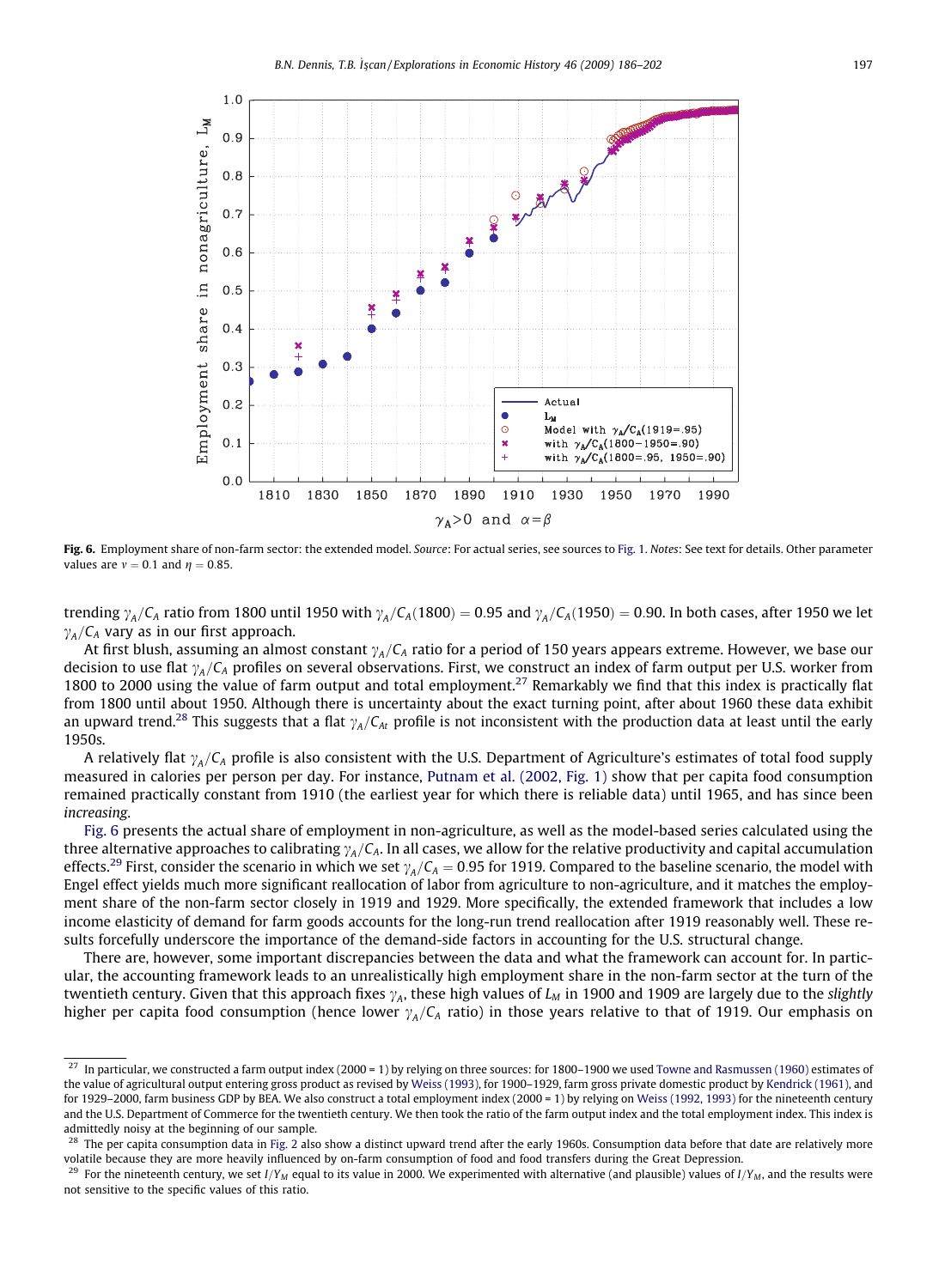**Fig. 6.** Employment share of non-farm sector: the extended model. *Source*: For actual series, see sources to Fig. 1. *Notes*: See text for details. Other parameter values are $v = 0.1$ and $\eta = 0.85$.

trending $\gamma_A/C_A$ ratio from 1800 until 1950 with $\gamma_A/C_A(1800) = 0.95$ and $\gamma_A/C_A(1950) = 0.90$. In both cases, after 1950 we let $\gamma_A/C_A$ vary as in our first approach.

At first blush, assuming an almost constant $\gamma_A/C_A$ ratio for a period of 150 years appears extreme. However, we base our decision to use flat $\gamma_A/C_A$ profiles on several observations. First, we construct an index of farm output per U.S. worker from 1800 to 2000 using the value of farm output and total employment.[27] Remarkably we find that this index is practically flat from 1800 until about 1950. Although there is uncertainty about the exact turning point, after about 1960 these data exhibit an upward trend.[28] This suggests that a flat $\gamma_A/C_{At}$ profile is not inconsistent with the production data at least until the early 1950s.

A relatively flat $\gamma_A/C_A$ profile is also consistent with the U.S. Department of Agriculture's estimates of total food supply measured in calories per person per day. For instance, Putnam et al. (2002, Fig. 1) show that per capita food consumption remained practically constant from 1910 (the earliest year for which there is reliable data) until 1965, and has since been *increasing*.

Fig. 6 presents the actual share of employment in non-agriculture, as well as the model-based series calculated using the three alternative approaches to calibrating $\gamma_A/C_A$. In all cases, we allow for the relative productivity and capital accumulation effects.[29] First, consider the scenario in which we set $\gamma_A/C_A = 0.95$ for 1919. Compared to the baseline scenario, the model with Engel effect yields much more significant reallocation of labor from agriculture to non-agriculture, and it matches the employment share of the non-farm sector closely in 1919 and 1929. More specifically, the extended framework that includes a low income elasticity of demand for farm goods accounts for the long-run trend reallocation after 1919 reasonably well. These results forcefully underscore the importance of the demand-side factors in accounting for the U.S. structural change.

There are, however, some important discrepancies between the data and what the framework can account for. In particular, the accounting framework leads to an unrealistically high employment share in the non-farm sector at the turn of the twentieth century. Given that this approach fixes $\gamma_A$, these high values of $L_M$ in 1900 and 1909 are largely due to the *slightly* higher per capita food consumption (hence lower $\gamma_A/C_A$ ratio) in those years relative to that of 1919. Our emphasis on

---

[27] In particular, we constructed a farm output index (2000 = 1) by relying on three sources: for 1800–1900 we used Towne and Rasmussen (1960) estimates of the value of agricultural output entering gross product as revised by Weiss (1993), for 1900–1929, farm gross private domestic product by Kendrick (1961), and for 1929–2000, farm business GDP by BEA. We also construct a total employment index (2000 = 1) by relying on Weiss (1992, 1993) for the nineteenth century and the U.S. Department of Commerce for the twentieth century. We then took the ratio of the farm output index and the total employment index. This index is admittedly noisy at the beginning of our sample.

[28] The per capita consumption data in Fig. 2 also show a distinct upward trend after the early 1960s. Consumption data before that date are relatively more volatile because they are more heavily influenced by on-farm consumption of food and food transfers during the Great Depression.

[29] For the nineteenth century, we set $I/Y_M$ equal to its value in 2000. We experimented with alternative (and plausible) values of $I/Y_M$, and the results were not sensitive to the specific values of this ratio.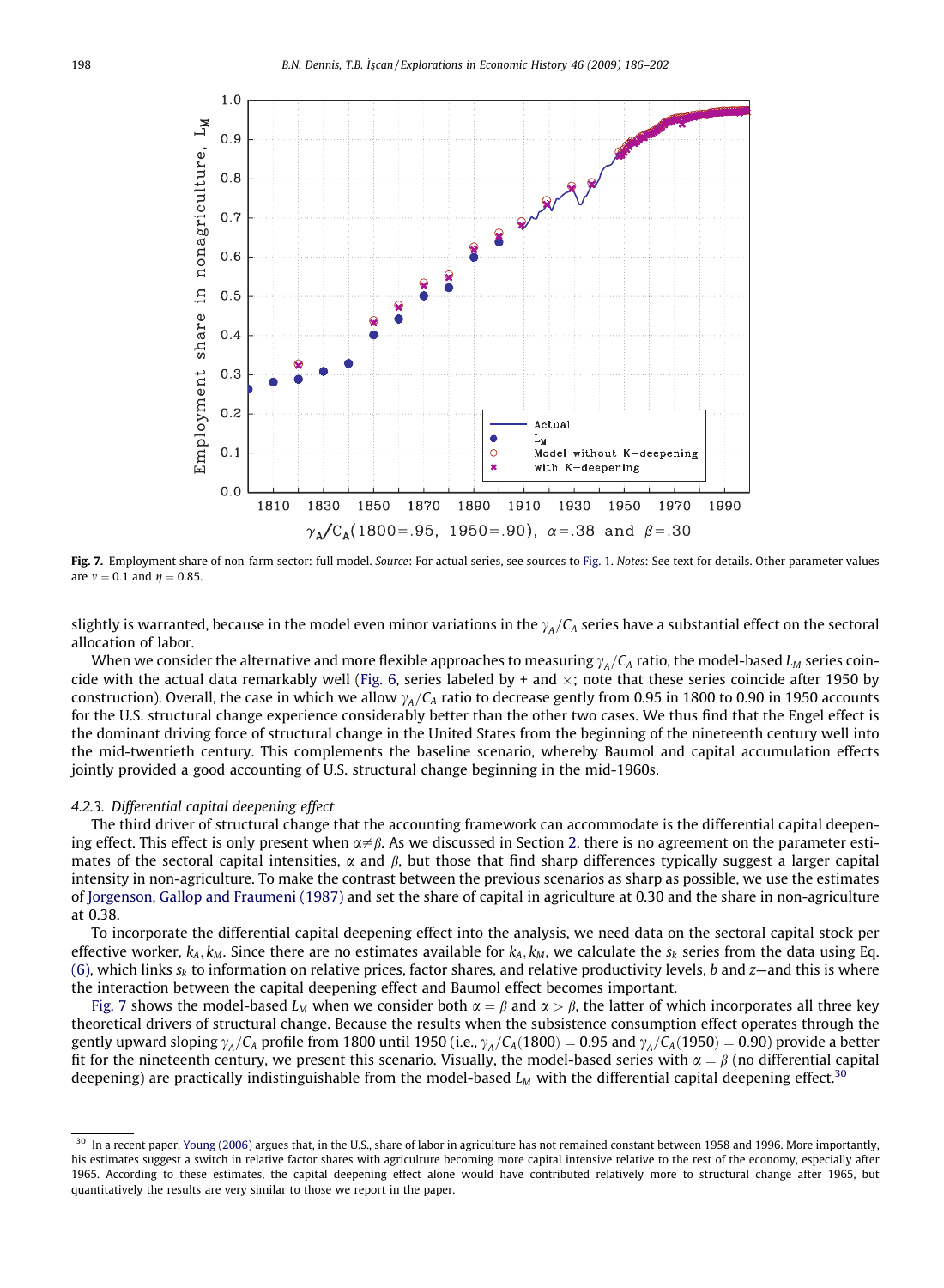**Fig. 7.** Employment share of non-farm sector: full model. *Source*: For actual series, see sources to Fig. 1. *Notes*: See text for details. Other parameter values are $\nu = 0.1$ and $\eta = 0.85$.

slightly is warranted, because in the model even minor variations in the $\gamma_A/C_A$ series have a substantial effect on the sectoral allocation of labor.

When we consider the alternative and more flexible approaches to measuring $\gamma_A/C_A$ ratio, the model-based $L_M$ series coincide with the actual data remarkably well (Fig. 6, series labeled by + and $\times$; note that these series coincide after 1950 by construction). Overall, the case in which we allow $\gamma_A/C_A$ ratio to decrease gently from 0.95 in 1800 to 0.90 in 1950 accounts for the U.S. structural change experience considerably better than the other two cases. We thus find that the Engel effect is the dominant driving force of structural change in the United States from the beginning of the nineteenth century well into the mid-twentieth century. This complements the baseline scenario, whereby Baumol and capital accumulation effects jointly provided a good accounting of U.S. structural change beginning in the mid-1960s.

#### 4.2.3. Differential capital deepening effect

The third driver of structural change that the accounting framework can accommodate is the differential capital deepening effect. This effect is only present when $\alpha \neq \beta$. As we discussed in Section 2, there is no agreement on the parameter estimates of the sectoral capital intensities, $\alpha$ and $\beta$, but those that find sharp differences typically suggest a larger capital intensity in non-agriculture. To make the contrast between the previous scenarios as sharp as possible, we use the estimates of Jorgenson, Gallop and Fraumeni (1987) and set the share of capital in agriculture at 0.30 and the share in non-agriculture at 0.38.

To incorporate the differential capital deepening effect into the analysis, we need data on the sectoral capital stock per effective worker, $k_A, k_M$. Since there are no estimates available for $k_A, k_M$, we calculate the $s_k$ series from the data using Eq. (6), which links $s_k$ to information on relative prices, factor shares, and relative productivity levels, $b$ and $z$—and this is where the interaction between the capital deepening effect and Baumol effect becomes important.

Fig. 7 shows the model-based $L_M$ when we consider both $\alpha = \beta$ and $\alpha > \beta$, the latter of which incorporates all three key theoretical drivers of structural change. Because the results when the subsistence consumption effect operates through the gently upward sloping $\gamma_A/C_A$ profile from 1800 until 1950 (i.e., $\gamma_A/C_A(1800) = 0.95$ and $\gamma_A/C_A(1950) = 0.90$) provide a better fit for the nineteenth century, we present this scenario. Visually, the model-based series with $\alpha = \beta$ (no differential capital deepening) are practically indistinguishable from the model-based $L_M$ with the differential capital deepening effect.[30]

[30] In a recent paper, Young (2006) argues that, in the U.S., share of labor in agriculture has not remained constant between 1958 and 1996. More importantly, his estimates suggest a switch in relative factor shares with agriculture becoming more capital intensive relative to the rest of the economy, especially after 1965. According to these estimates, the capital deepening effect alone would have contributed relatively more to structural change after 1965, but quantitatively the results are very similar to those we report in the paper.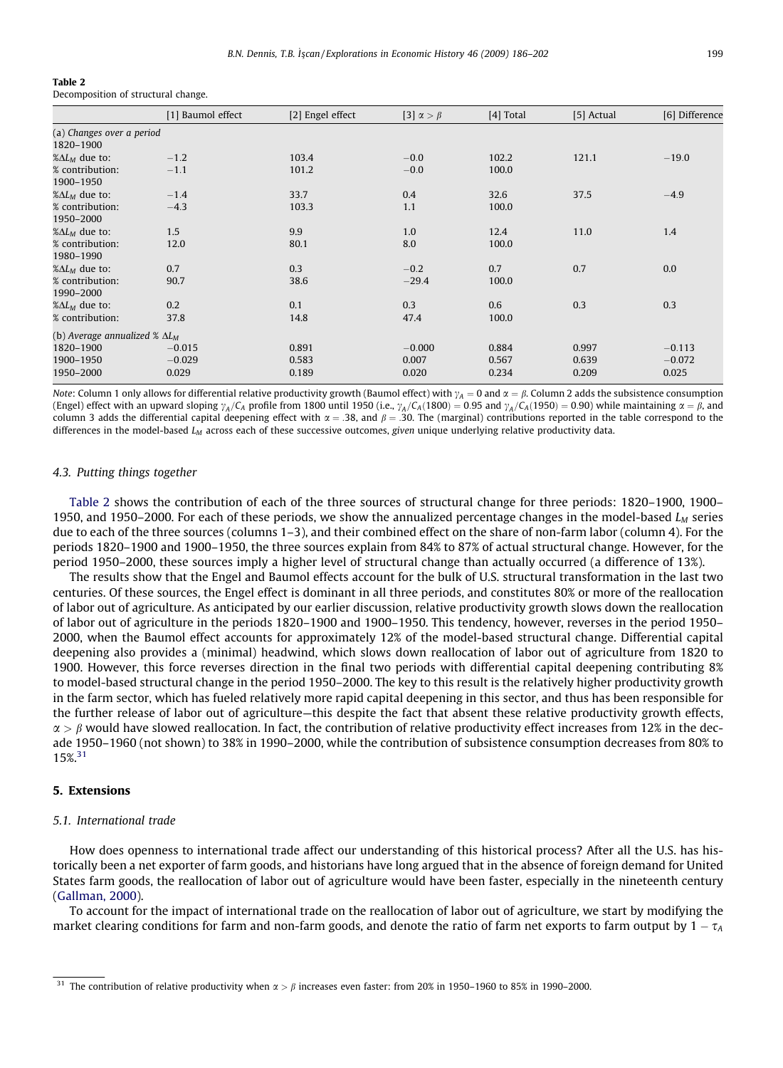**Table 2**
Decomposition of structural change.

| | [1] Baumol effect | [2] Engel effect | [3] $\alpha > \beta$ | [4] Total | [5] Actual | [6] Difference |
|---|---|---|---|---|---|---|
| (a) *Changes over a period* | | | | | | |
| 1820–1900 | | | | | | |
| $\%\Delta L_M$ due to: | −1.2 | 103.4 | −0.0 | 102.2 | 121.1 | −19.0 |
| % contribution: | −1.1 | 101.2 | −0.0 | 100.0 | | |
| 1900–1950 | | | | | | |
| $\%\Delta L_M$ due to: | −1.4 | 33.7 | 0.4 | 32.6 | 37.5 | −4.9 |
| % contribution: | −4.3 | 103.3 | 1.1 | 100.0 | | |
| 1950–2000 | | | | | | |
| $\%\Delta L_M$ due to: | 1.5 | 9.9 | 1.0 | 12.4 | 11.0 | 1.4 |
| % contribution: | 12.0 | 80.1 | 8.0 | 100.0 | | |
| 1980–1990 | | | | | | |
| $\%\Delta L_M$ due to: | 0.7 | 0.3 | −0.2 | 0.7 | 0.7 | 0.0 |
| % contribution: | 90.7 | 38.6 | −29.4 | 100.0 | | |
| 1990–2000 | | | | | | |
| $\%\Delta L_M$ due to: | 0.2 | 0.1 | 0.3 | 0.6 | 0.3 | 0.3 |
| % contribution: | 37.8 | 14.8 | 47.4 | 100.0 | | |
| (b) *Average annualized %* $\Delta L_M$ | | | | | | |
| 1820–1900 | −0.015 | 0.891 | −0.000 | 0.884 | 0.997 | −0.113 |
| 1900–1950 | −0.029 | 0.583 | 0.007 | 0.567 | 0.639 | −0.072 |
| 1950–2000 | 0.029 | 0.189 | 0.020 | 0.234 | 0.209 | 0.025 |

*Note*: Column 1 only allows for differential relative productivity growth (Baumol effect) with $\gamma_A = 0$ and $\alpha = \beta$. Column 2 adds the subsistence consumption (Engel) effect with an upward sloping $\gamma_A/C_A$ profile from 1800 until 1950 (i.e., $\gamma_A/C_A(1800) = 0.95$ and $\gamma_A/C_A(1950) = 0.90$) while maintaining $\alpha = \beta$, and column 3 adds the differential capital deepening effect with $\alpha = .38$, and $\beta = .30$. The (marginal) contributions reported in the table correspond to the differences in the model-based $L_M$ across each of these successive outcomes, *given* unique underlying relative productivity data.

### 4.3. Putting things together

Table 2 shows the contribution of each of the three sources of structural change for three periods: 1820–1900, 1900–1950, and 1950–2000. For each of these periods, we show the annualized percentage changes in the model-based $L_M$ series due to each of the three sources (columns 1–3), and their combined effect on the share of non-farm labor (column 4). For the periods 1820–1900 and 1900–1950, the three sources explain from 84% to 87% of actual structural change. However, for the period 1950–2000, these sources imply a higher level of structural change than actually occurred (a difference of 13%).

The results show that the Engel and Baumol effects account for the bulk of U.S. structural transformation in the last two centuries. Of these sources, the Engel effect is dominant in all three periods, and constitutes 80% or more of the reallocation of labor out of agriculture. As anticipated by our earlier discussion, relative productivity growth slows down the reallocation of labor out of agriculture in the periods 1820–1900 and 1900–1950. This tendency, however, reverses in the period 1950–2000, when the Baumol effect accounts for approximately 12% of the model-based structural change. Differential capital deepening also provides a (minimal) headwind, which slows down reallocation of labor out of agriculture from 1820 to 1900. However, this force reverses direction in the final two periods with differential capital deepening contributing 8% to model-based structural change in the period 1950–2000. The key to this result is the relatively higher productivity growth in the farm sector, which has fueled relatively more rapid capital deepening in this sector, and thus has been responsible for the further release of labor out of agriculture—this despite the fact that absent these relative productivity growth effects, $\alpha > \beta$ would have slowed reallocation. In fact, the contribution of relative productivity effect increases from 12% in the decade 1950–1960 (not shown) to 38% in 1990–2000, while the contribution of subsistence consumption decreases from 80% to 15%.[31]

## 5. Extensions

### 5.1. International trade

How does openness to international trade affect our understanding of this historical process? After all the U.S. has historically been a net exporter of farm goods, and historians have long argued that in the absence of foreign demand for United States farm goods, the reallocation of labor out of agriculture would have been faster, especially in the nineteenth century (Gallman, 2000).

To account for the impact of international trade on the reallocation of labor out of agriculture, we start by modifying the market clearing conditions for farm and non-farm goods, and denote the ratio of farm net exports to farm output by $1 - \tau_A$

[31] The contribution of relative productivity when $\alpha > \beta$ increases even faster: from 20% in 1950–1960 to 85% in 1990–2000.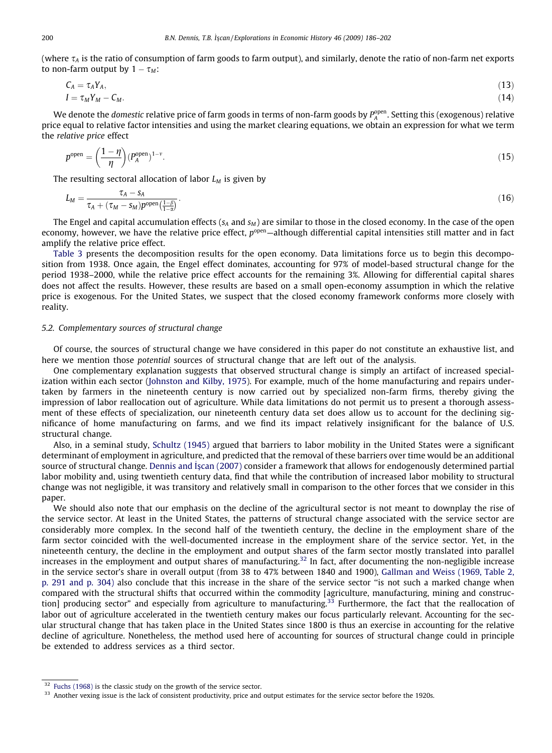(where $\tau_A$ is the ratio of consumption of farm goods to farm output), and similarly, denote the ratio of non-farm net exports to non-farm output by $1 - \tau_M$:

$$C_A = \tau_A Y_A, \tag{13}$$

$$I = \tau_M Y_M - C_M. \tag{14}$$

We denote the *domestic* relative price of farm goods in terms of non-farm goods by $P_A^{\text{open}}$. Setting this (exogenous) relative price equal to relative factor intensities and using the market clearing equations, we obtain an expression for what we term the *relative price* effect

$$p^{\text{open}} = \left(\frac{1-\eta}{\eta}\right)\left(P_A^{\text{open}}\right)^{1-\nu}. \tag{15}$$

The resulting sectoral allocation of labor $L_M$ is given by

$$L_M = \frac{\tau_A - s_A}{\tau_A + (\tau_M - s_M)p^{\text{open}\left(\frac{1-\beta}{1-\alpha}\right)}}. \tag{16}$$

The Engel and capital accumulation effects ($s_A$ and $s_M$) are similar to those in the closed economy. In the case of the open economy, however, we have the relative price effect, $p^{\text{open}}$—although differential capital intensities still matter and in fact amplify the relative price effect.

Table 3 presents the decomposition results for the open economy. Data limitations force us to begin this decomposition from 1938. Once again, the Engel effect dominates, accounting for 97% of model-based structural change for the period 1938–2000, while the relative price effect accounts for the remaining 3%. Allowing for differential capital shares does not affect the results. However, these results are based on a small open-economy assumption in which the relative price is exogenous. For the United States, we suspect that the closed economy framework conforms more closely with reality.

### 5.2. Complementary sources of structural change

Of course, the sources of structural change we have considered in this paper do not constitute an exhaustive list, and here we mention those *potential* sources of structural change that are left out of the analysis.

One complementary explanation suggests that observed structural change is simply an artifact of increased specialization within each sector (Johnston and Kilby, 1975). For example, much of the home manufacturing and repairs undertaken by farmers in the nineteenth century is now carried out by specialized non-farm firms, thereby giving the impression of labor reallocation out of agriculture. While data limitations do not permit us to present a thorough assessment of these effects of specialization, our nineteenth century data set does allow us to account for the declining significance of home manufacturing on farms, and we find its impact relatively insignificant for the balance of U.S. structural change.

Also, in a seminal study, Schultz (1945) argued that barriers to labor mobility in the United States were a significant determinant of employment in agriculture, and predicted that the removal of these barriers over time would be an additional source of structural change. Dennis and İşcan (2007) consider a framework that allows for endogenously determined partial labor mobility and, using twentieth century data, find that while the contribution of increased labor mobility to structural change was not negligible, it was transitory and relatively small in comparison to the other forces that we consider in this paper.

We should also note that our emphasis on the decline of the agricultural sector is not meant to downplay the rise of the service sector. At least in the United States, the patterns of structural change associated with the service sector are considerably more complex. In the second half of the twentieth century, the decline in the employment share of the farm sector coincided with the well-documented increase in the employment share of the service sector. Yet, in the nineteenth century, the decline in the employment and output shares of the farm sector mostly translated into parallel increases in the employment and output shares of manufacturing.[32] In fact, after documenting the non-negligible increase in the service sector's share in overall output (from 38 to 47% between 1840 and 1900), Gallman and Weiss (1969, Table 2, p. 291 and p. 304) also conclude that this increase in the share of the service sector "is not such a marked change when compared with the structural shifts that occurred within the commodity [agriculture, manufacturing, mining and construction] producing sector" and especially from agriculture to manufacturing.[33] Furthermore, the fact that the reallocation of labor out of agriculture accelerated in the twentieth century makes our focus particularly relevant. Accounting for the secular structural change that has taken place in the United States since 1800 is thus an exercise in accounting for the relative decline of agriculture. Nonetheless, the method used here of accounting for sources of structural change could in principle be extended to address services as a third sector.

---

[32] Fuchs (1968) is the classic study on the growth of the service sector.

[33] Another vexing issue is the lack of consistent productivity, price and output estimates for the service sector before the 1920s.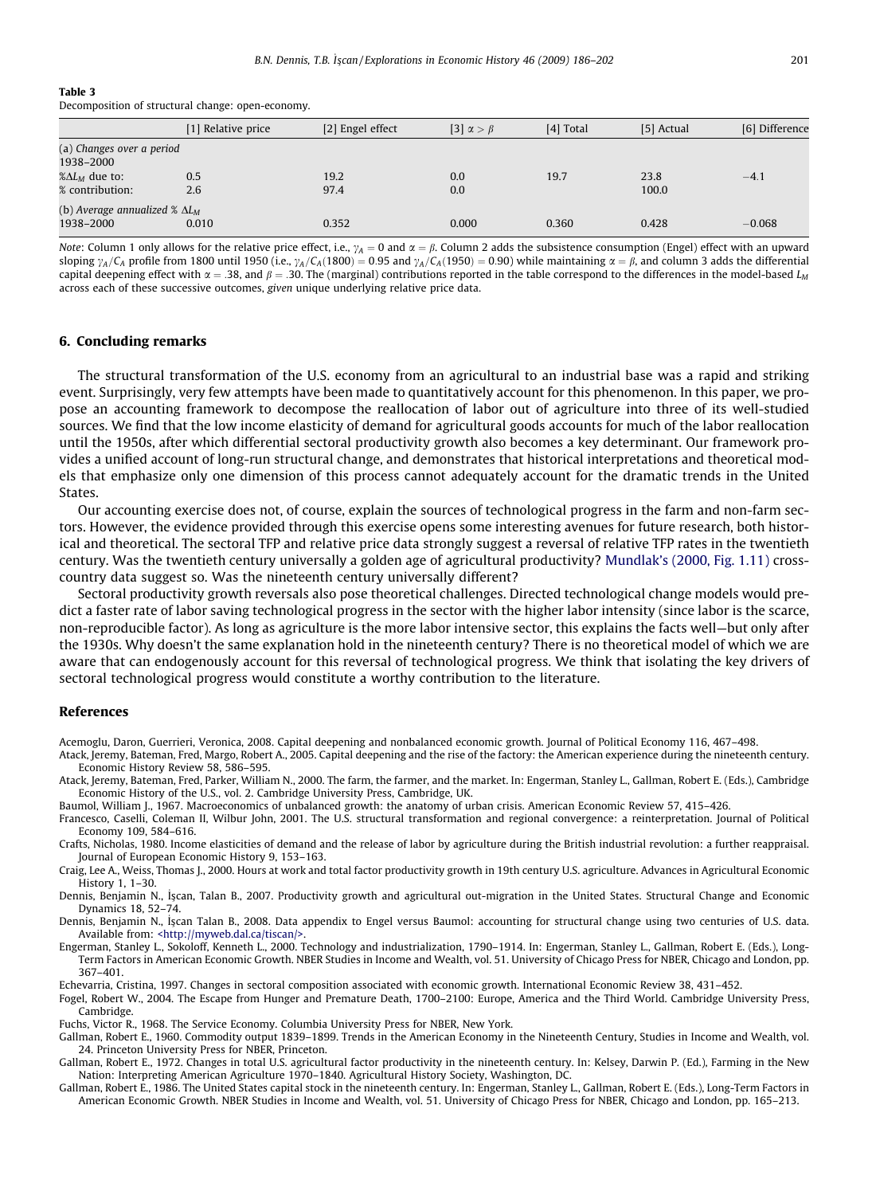**Table 3**
Decomposition of structural change: open-economy.

| | [1] Relative price | [2] Engel effect | [3] $\alpha > \beta$ | [4] Total | [5] Actual | [6] Difference |
|---|---|---|---|---|---|---|
| *(a) Changes over a period* | | | | | | |
| 1938–2000 | | | | | | |
| $\%\Delta L_M$ due to: | 0.5 | 19.2 | 0.0 | 19.7 | 23.8 | −4.1 |
| % contribution: | 2.6 | 97.4 | 0.0 | | 100.0 | |
| *(b) Average annualized* $\%\ \Delta L_M$ | | | | | | |
| 1938–2000 | 0.010 | 0.352 | 0.000 | 0.360 | 0.428 | −0.068 |

*Note*: Column 1 only allows for the relative price effect, i.e., $\gamma_A = 0$ and $\alpha = \beta$. Column 2 adds the subsistence consumption (Engel) effect with an upward sloping $\gamma_A/C_A$ profile from 1800 until 1950 (i.e., $\gamma_A/C_A(1800) = 0.95$ and $\gamma_A/C_A(1950) = 0.90$) while maintaining $\alpha = \beta$, and column 3 adds the differential capital deepening effect with $\alpha = .38$, and $\beta = .30$. The (marginal) contributions reported in the table correspond to the differences in the model-based $L_M$ across each of these successive outcomes, *given* unique underlying relative price data.

## 6. Concluding remarks

The structural transformation of the U.S. economy from an agricultural to an industrial base was a rapid and striking event. Surprisingly, very few attempts have been made to quantitatively account for this phenomenon. In this paper, we propose an accounting framework to decompose the reallocation of labor out of agriculture into three of its well-studied sources. We find that the low income elasticity of demand for agricultural goods accounts for much of the labor reallocation until the 1950s, after which differential sectoral productivity growth also becomes a key determinant. Our framework provides a unified account of long-run structural change, and demonstrates that historical interpretations and theoretical models that emphasize only one dimension of this process cannot adequately account for the dramatic trends in the United States.

Our accounting exercise does not, of course, explain the sources of technological progress in the farm and non-farm sectors. However, the evidence provided through this exercise opens some interesting avenues for future research, both historical and theoretical. The sectoral TFP and relative price data strongly suggest a reversal of relative TFP rates in the twentieth century. Was the twentieth century universally a golden age of agricultural productivity? Mundlak's (2000, Fig. 1.11) cross-country data suggest so. Was the nineteenth century universally different?

Sectoral productivity growth reversals also pose theoretical challenges. Directed technological change models would predict a faster rate of labor saving technological progress in the sector with the higher labor intensity (since labor is the scarce, non-reproducible factor). As long as agriculture is the more labor intensive sector, this explains the facts well—but only after the 1930s. Why doesn't the same explanation hold in the nineteenth century? There is no theoretical model of which we are aware that can endogenously account for this reversal of technological progress. We think that isolating the key drivers of sectoral technological progress would constitute a worthy contribution to the literature.

## References

Acemoglu, Daron, Guerrieri, Veronica, 2008. Capital deepening and nonbalanced economic growth. Journal of Political Economy 116, 467–498.

Atack, Jeremy, Bateman, Fred, Margo, Robert A., 2005. Capital deepening and the rise of the factory: the American experience during the nineteenth century. Economic History Review 58, 586–595.

Atack, Jeremy, Bateman, Fred, Parker, William N., 2000. The farm, the farmer, and the market. In: Engerman, Stanley L., Gallman, Robert E. (Eds.), Cambridge Economic History of the U.S., vol. 2. Cambridge University Press, Cambridge, UK.

Baumol, William J., 1967. Macroeconomics of unbalanced growth: the anatomy of urban crisis. American Economic Review 57, 415–426.

Francesco, Caselli, Coleman II, Wilbur John, 2001. The U.S. structural transformation and regional convergence: a reinterpretation. Journal of Political Economy 109, 584–616.

Crafts, Nicholas, 1980. Income elasticities of demand and the release of labor by agriculture during the British industrial revolution: a further reappraisal. Journal of European Economic History 9, 153–163.

Craig, Lee A., Weiss, Thomas J., 2000. Hours at work and total factor productivity growth in 19th century U.S. agriculture. Advances in Agricultural Economic History 1, 1–30.

Dennis, Benjamin N., İşcan, Talan B., 2007. Productivity growth and agricultural out-migration in the United States. Structural Change and Economic Dynamics 18, 52–74.

Dennis, Benjamin N., İşcan Talan B., 2008. Data appendix to Engel versus Baumol: accounting for structural change using two centuries of U.S. data. Available from: <http://myweb.dal.ca/tiscan/>.

Engerman, Stanley L., Sokoloff, Kenneth L., 2000. Technology and industrialization, 1790–1914. In: Engerman, Stanley L., Gallman, Robert E. (Eds.), Long-Term Factors in American Economic Growth. NBER Studies in Income and Wealth, vol. 51. University of Chicago Press for NBER, Chicago and London, pp. 367–401.

Echevarria, Cristina, 1997. Changes in sectoral composition associated with economic growth. International Economic Review 38, 431–452.

Fogel, Robert W., 2004. The Escape from Hunger and Premature Death, 1700–2100: Europe, America and the Third World. Cambridge University Press, Cambridge.

Fuchs, Victor R., 1968. The Service Economy. Columbia University Press for NBER, New York.

Gallman, Robert E., 1960. Commodity output 1839–1899. Trends in the American Economy in the Nineteenth Century, Studies in Income and Wealth, vol. 24. Princeton University Press for NBER, Princeton.

Gallman, Robert E., 1972. Changes in total U.S. agricultural factor productivity in the nineteenth century. In: Kelsey, Darwin P. (Ed.), Farming in the New Nation: Interpreting American Agriculture 1970–1840. Agricultural History Society, Washington, DC.

Gallman, Robert E., 1986. The United States capital stock in the nineteenth century. In: Engerman, Stanley L., Gallman, Robert E. (Eds.), Long-Term Factors in American Economic Growth. NBER Studies in Income and Wealth, vol. 51. University of Chicago Press for NBER, Chicago and London, pp. 165–213.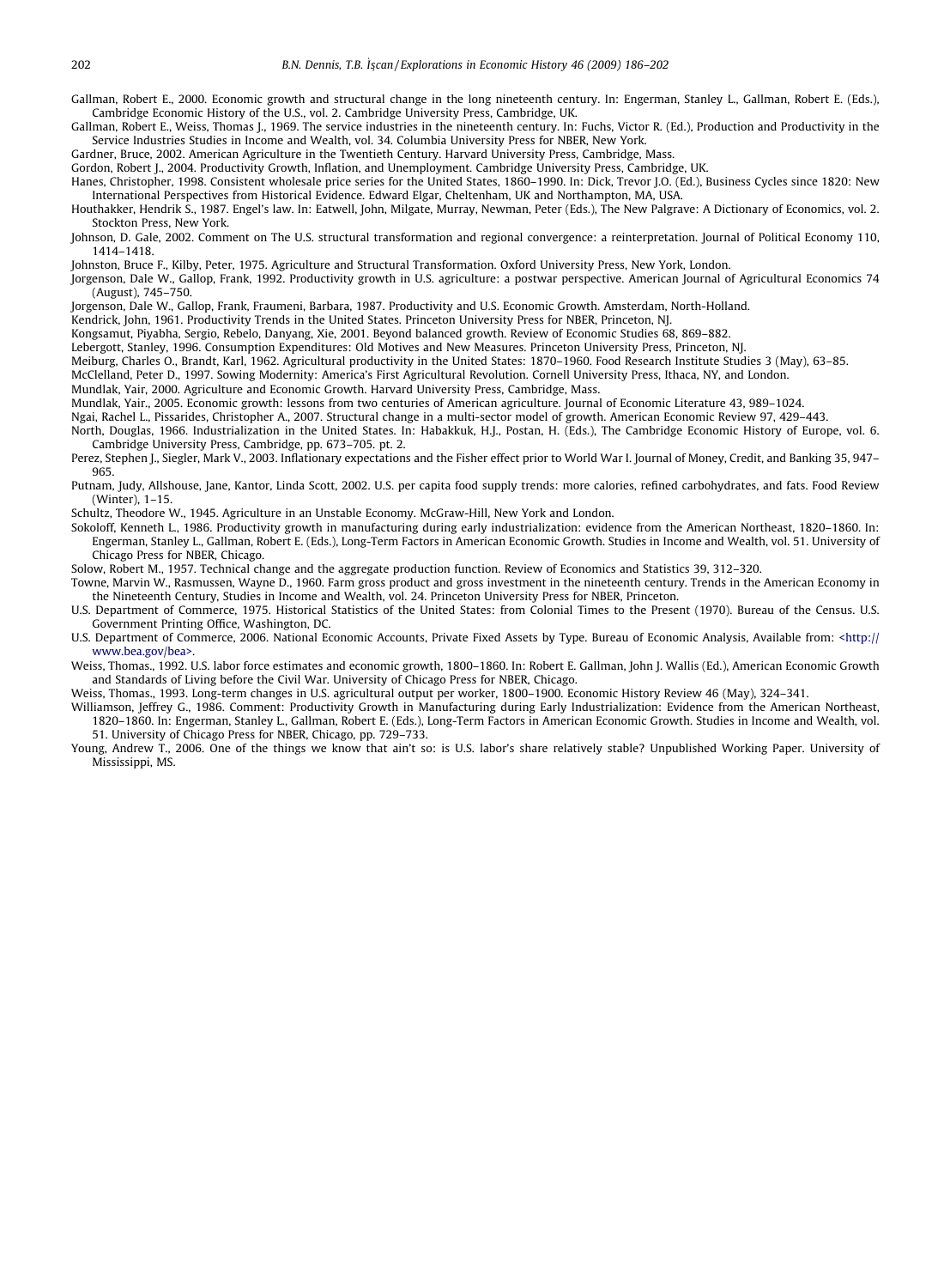Gallman, Robert E., 2000. Economic growth and structural change in the long nineteenth century. In: Engerman, Stanley L., Gallman, Robert E. (Eds.), Cambridge Economic History of the U.S., vol. 2. Cambridge University Press, Cambridge, UK.

Gallman, Robert E., Weiss, Thomas J., 1969. The service industries in the nineteenth century. In: Fuchs, Victor R. (Ed.), Production and Productivity in the Service Industries Studies in Income and Wealth, vol. 34. Columbia University Press for NBER, New York.

Gardner, Bruce, 2002. American Agriculture in the Twentieth Century. Harvard University Press, Cambridge, Mass.

Gordon, Robert J., 2004. Productivity Growth, Inflation, and Unemployment. Cambridge University Press, Cambridge, UK.

Hanes, Christopher, 1998. Consistent wholesale price series for the United States, 1860–1990. In: Dick, Trevor J.O. (Ed.), Business Cycles since 1820: New International Perspectives from Historical Evidence. Edward Elgar, Cheltenham, UK and Northampton, MA, USA.

Houthakker, Hendrik S., 1987. Engel's law. In: Eatwell, John, Milgate, Murray, Newman, Peter (Eds.), The New Palgrave: A Dictionary of Economics, vol. 2. Stockton Press, New York.

Johnson, D. Gale, 2002. Comment on The U.S. structural transformation and regional convergence: a reinterpretation. Journal of Political Economy 110, 1414–1418.

Johnston, Bruce F., Kilby, Peter, 1975. Agriculture and Structural Transformation. Oxford University Press, New York, London.

Jorgenson, Dale W., Gallop, Frank, 1992. Productivity growth in U.S. agriculture: a postwar perspective. American Journal of Agricultural Economics 74 (August), 745–750.

Jorgenson, Dale W., Gallop, Frank, Fraumeni, Barbara, 1987. Productivity and U.S. Economic Growth. Amsterdam, North-Holland.

Kendrick, John, 1961. Productivity Trends in the United States. Princeton University Press for NBER, Princeton, NJ.

Kongsamut, Piyabha, Sergio, Rebelo, Danyang, Xie, 2001. Beyond balanced growth. Review of Economic Studies 68, 869–882.

Lebergott, Stanley, 1996. Consumption Expenditures: Old Motives and New Measures. Princeton University Press, Princeton, NJ.

Meiburg, Charles O., Brandt, Karl, 1962. Agricultural productivity in the United States: 1870–1960. Food Research Institute Studies 3 (May), 63–85.

McClelland, Peter D., 1997. Sowing Modernity: America's First Agricultural Revolution. Cornell University Press, Ithaca, NY, and London.

Mundlak, Yair, 2000. Agriculture and Economic Growth. Harvard University Press, Cambridge, Mass.

Mundlak, Yair., 2005. Economic growth: lessons from two centuries of American agriculture. Journal of Economic Literature 43, 989–1024.

Ngai, Rachel L., Pissarides, Christopher A., 2007. Structural change in a multi-sector model of growth. American Economic Review 97, 429–443.

North, Douglas, 1966. Industrialization in the United States. In: Habakkuk, H.J., Postan, H. (Eds.), The Cambridge Economic History of Europe, vol. 6. Cambridge University Press, Cambridge, pp. 673–705. pt. 2.

Perez, Stephen J., Siegler, Mark V., 2003. Inflationary expectations and the Fisher effect prior to World War I. Journal of Money, Credit, and Banking 35, 947–965.

Putnam, Judy, Allshouse, Jane, Kantor, Linda Scott, 2002. U.S. per capita food supply trends: more calories, refined carbohydrates, and fats. Food Review (Winter), 1–15.

Schultz, Theodore W., 1945. Agriculture in an Unstable Economy. McGraw-Hill, New York and London.

Sokoloff, Kenneth L., 1986. Productivity growth in manufacturing during early industrialization: evidence from the American Northeast, 1820–1860. In: Engerman, Stanley L., Gallman, Robert E. (Eds.), Long-Term Factors in American Economic Growth. Studies in Income and Wealth, vol. 51. University of Chicago Press for NBER, Chicago.

Solow, Robert M., 1957. Technical change and the aggregate production function. Review of Economics and Statistics 39, 312–320.

Towne, Marvin W., Rasmussen, Wayne D., 1960. Farm gross product and gross investment in the nineteenth century. Trends in the American Economy in the Nineteenth Century, Studies in Income and Wealth, vol. 24. Princeton University Press for NBER, Princeton.

U.S. Department of Commerce, 1975. Historical Statistics of the United States: from Colonial Times to the Present (1970). Bureau of the Census. U.S. Government Printing Office, Washington, DC.

U.S. Department of Commerce, 2006. National Economic Accounts, Private Fixed Assets by Type. Bureau of Economic Analysis, Available from: <http://www.bea.gov/bea>.

Weiss, Thomas., 1992. U.S. labor force estimates and economic growth, 1800–1860. In: Robert E. Gallman, John J. Wallis (Ed.), American Economic Growth and Standards of Living before the Civil War. University of Chicago Press for NBER, Chicago.

Weiss, Thomas., 1993. Long-term changes in U.S. agricultural output per worker, 1800–1900. Economic History Review 46 (May), 324–341.

Williamson, Jeffrey G., 1986. Comment: Productivity Growth in Manufacturing during Early Industrialization: Evidence from the American Northeast, 1820–1860. In: Engerman, Stanley L., Gallman, Robert E. (Eds.), Long-Term Factors in American Economic Growth. Studies in Income and Wealth, vol. 51. University of Chicago Press for NBER, Chicago, pp. 729–733.

Young, Andrew T., 2006. One of the things we know that ain't so: is U.S. labor's share relatively stable? Unpublished Working Paper. University of Mississippi, MS.